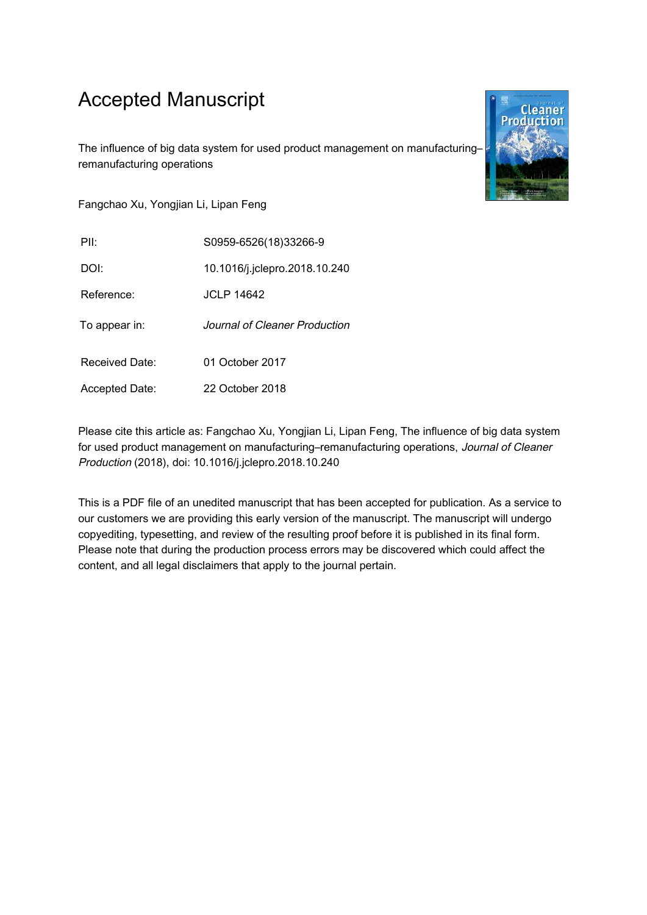# Accepted Manuscript

The influence of big data system for used product management on manufacturing–remanufacturing operations

Fangchao Xu, Yongjian Li, Lipan Feng

| | |
|---|---|
| PII: | S0959-6526(18)33266-9 |
| DOI: | 10.1016/j.jclepro.2018.10.240 |
| Reference: | JCLP 14642 |
| To appear in: | *Journal of Cleaner Production* |
| Received Date: | 01 October 2017 |
| Accepted Date: | 22 October 2018 |

Please cite this article as: Fangchao Xu, Yongjian Li, Lipan Feng, The influence of big data system for used product management on manufacturing–remanufacturing operations, *Journal of Cleaner Production* (2018), doi: 10.1016/j.jclepro.2018.10.240

This is a PDF file of an unedited manuscript that has been accepted for publication. As a service to our customers we are providing this early version of the manuscript. The manuscript will undergo copyediting, typesetting, and review of the resulting proof before it is published in its final form. Please note that during the production process errors may be discovered which could affect the content, and all legal disclaimers that apply to the journal pertain.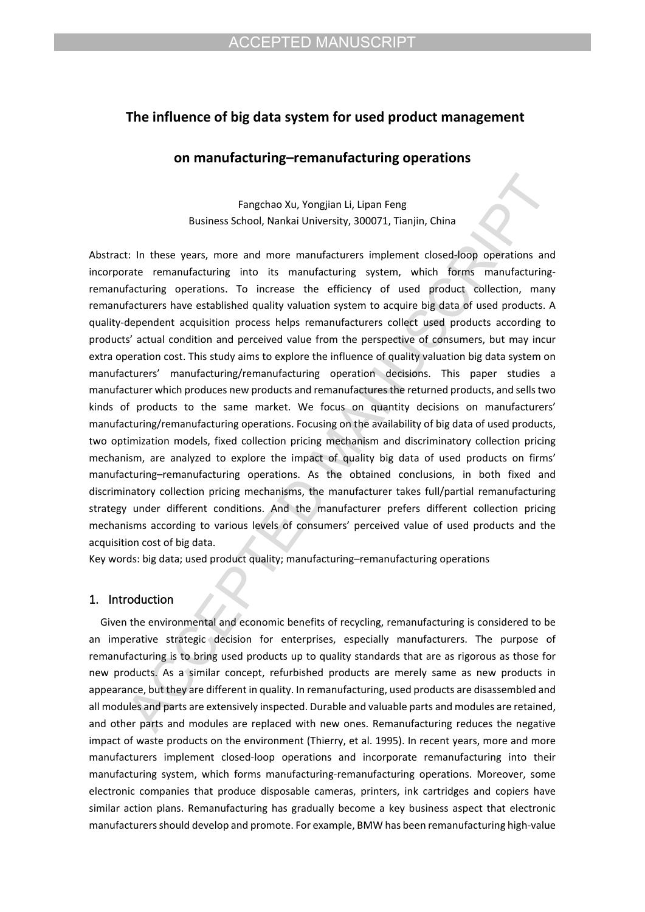# The influence of big data system for used product management on manufacturing–remanufacturing operations

Fangchao Xu, Yongjian Li, Lipan Feng

Business School, Nankai University, 300071, Tianjin, China

Abstract: In these years, more and more manufacturers implement closed-loop operations and incorporate remanufacturing into its manufacturing system, which forms manufacturing-remanufacturing operations. To increase the efficiency of used product collection, many remanufacturers have established quality valuation system to acquire big data of used products. A quality-dependent acquisition process helps remanufacturers collect used products according to products' actual condition and perceived value from the perspective of consumers, but may incur extra operation cost. This study aims to explore the influence of quality valuation big data system on manufacturers' manufacturing/remanufacturing operation decisions. This paper studies a manufacturer which produces new products and remanufactures the returned products, and sells two kinds of products to the same market. We focus on quantity decisions on manufacturers' manufacturing/remanufacturing operations. Focusing on the availability of big data of used products, two optimization models, fixed collection pricing mechanism and discriminatory collection pricing mechanism, are analyzed to explore the impact of quality big data of used products on firms' manufacturing–remanufacturing operations. As the obtained conclusions, in both fixed and discriminatory collection pricing mechanisms, the manufacturer takes full/partial remanufacturing strategy under different conditions. And the manufacturer prefers different collection pricing mechanisms according to various levels of consumers' perceived value of used products and the acquisition cost of big data.

Key words: big data; used product quality; manufacturing–remanufacturing operations

## 1. Introduction

Given the environmental and economic benefits of recycling, remanufacturing is considered to be an imperative strategic decision for enterprises, especially manufacturers. The purpose of remanufacturing is to bring used products up to quality standards that are as rigorous as those for new products. As a similar concept, refurbished products are merely same as new products in appearance, but they are different in quality. In remanufacturing, used products are disassembled and all modules and parts are extensively inspected. Durable and valuable parts and modules are retained, and other parts and modules are replaced with new ones. Remanufacturing reduces the negative impact of waste products on the environment (Thierry, et al. 1995). In recent years, more and more manufacturers implement closed-loop operations and incorporate remanufacturing into their manufacturing system, which forms manufacturing-remanufacturing operations. Moreover, some electronic companies that produce disposable cameras, printers, ink cartridges and copiers have similar action plans. Remanufacturing has gradually become a key business aspect that electronic manufacturers should develop and promote. For example, BMW has been remanufacturing high-value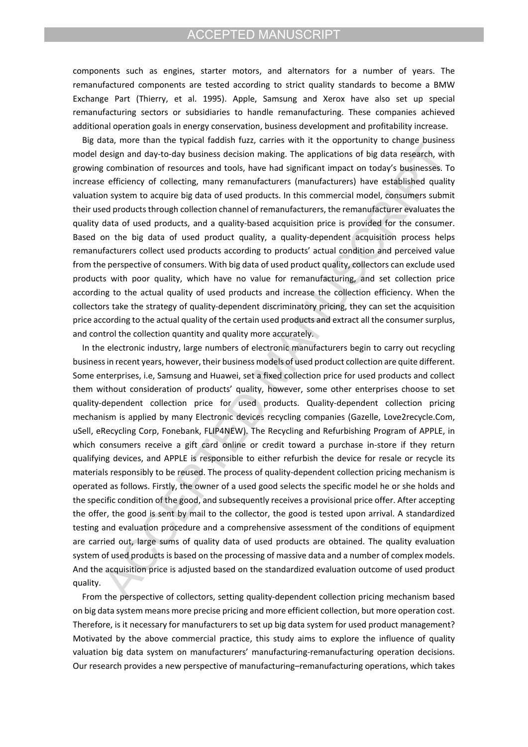components such as engines, starter motors, and alternators for a number of years. The remanufactured components are tested according to strict quality standards to become a BMW Exchange Part (Thierry, et al. 1995). Apple, Samsung and Xerox have also set up special remanufacturing sectors or subsidiaries to handle remanufacturing. These companies achieved additional operation goals in energy conservation, business development and profitability increase.

Big data, more than the typical faddish fuzz, carries with it the opportunity to change business model design and day-to-day business decision making. The applications of big data research, with growing combination of resources and tools, have had significant impact on today's businesses. To increase efficiency of collecting, many remanufacturers (manufacturers) have established quality valuation system to acquire big data of used products. In this commercial model, consumers submit their used products through collection channel of remanufacturers, the remanufacturer evaluates the quality data of used products, and a quality-based acquisition price is provided for the consumer. Based on the big data of used product quality, a quality-dependent acquisition process helps remanufacturers collect used products according to products' actual condition and perceived value from the perspective of consumers. With big data of used product quality, collectors can exclude used products with poor quality, which have no value for remanufacturing, and set collection price according to the actual quality of used products and increase the collection efficiency. When the collectors take the strategy of quality-dependent discriminatory pricing, they can set the acquisition price according to the actual quality of the certain used products and extract all the consumer surplus, and control the collection quantity and quality more accurately.

In the electronic industry, large numbers of electronic manufacturers begin to carry out recycling business in recent years, however, their business models of used product collection are quite different. Some enterprises, i.e, Samsung and Huawei, set a fixed collection price for used products and collect them without consideration of products' quality, however, some other enterprises choose to set quality-dependent collection price for used products. Quality-dependent collection pricing mechanism is applied by many Electronic devices recycling companies (Gazelle, Love2recycle.Com, uSell, eRecycling Corp, Fonebank, FLIP4NEW). The Recycling and Refurbishing Program of APPLE, in which consumers receive a gift card online or credit toward a purchase in-store if they return qualifying devices, and APPLE is responsible to either refurbish the device for resale or recycle its materials responsibly to be reused. The process of quality-dependent collection pricing mechanism is operated as follows. Firstly, the owner of a used good selects the specific model he or she holds and the specific condition of the good, and subsequently receives a provisional price offer. After accepting the offer, the good is sent by mail to the collector, the good is tested upon arrival. A standardized testing and evaluation procedure and a comprehensive assessment of the conditions of equipment are carried out, large sums of quality data of used products are obtained. The quality evaluation system of used products is based on the processing of massive data and a number of complex models. And the acquisition price is adjusted based on the standardized evaluation outcome of used product quality.

From the perspective of collectors, setting quality-dependent collection pricing mechanism based on big data system means more precise pricing and more efficient collection, but more operation cost. Therefore, is it necessary for manufacturers to set up big data system for used product management? Motivated by the above commercial practice, this study aims to explore the influence of quality valuation big data system on manufacturers' manufacturing-remanufacturing operation decisions. Our research provides a new perspective of manufacturing–remanufacturing operations, which takes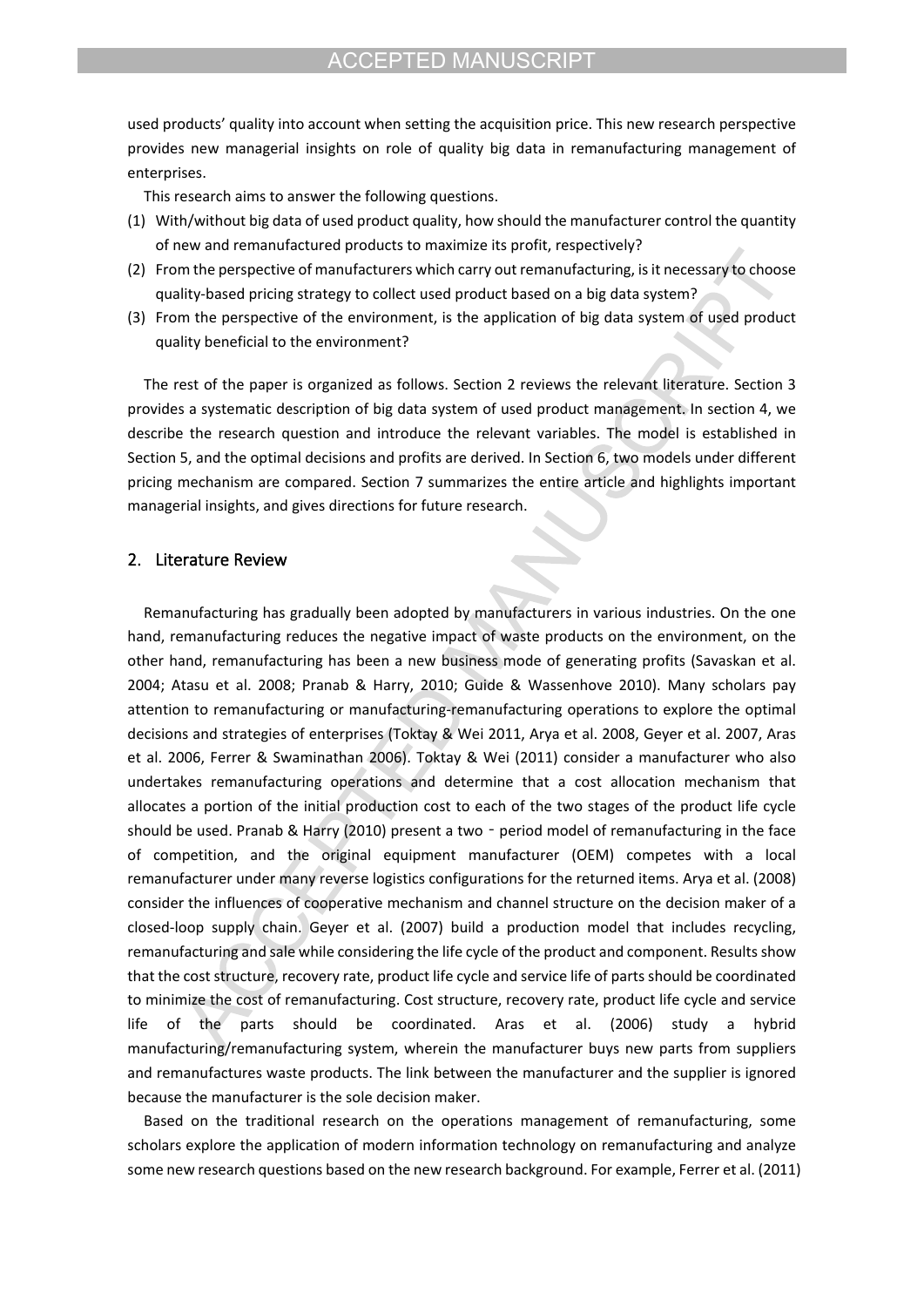used products' quality into account when setting the acquisition price. This new research perspective provides new managerial insights on role of quality big data in remanufacturing management of enterprises.

This research aims to answer the following questions.

(1) With/without big data of used product quality, how should the manufacturer control the quantity of new and remanufactured products to maximize its profit, respectively?
(2) From the perspective of manufacturers which carry out remanufacturing, is it necessary to choose quality-based pricing strategy to collect used product based on a big data system?
(3) From the perspective of the environment, is the application of big data system of used product quality beneficial to the environment?

The rest of the paper is organized as follows. Section 2 reviews the relevant literature. Section 3 provides a systematic description of big data system of used product management. In section 4, we describe the research question and introduce the relevant variables. The model is established in Section 5, and the optimal decisions and profits are derived. In Section 6, two models under different pricing mechanism are compared. Section 7 summarizes the entire article and highlights important managerial insights, and gives directions for future research.

## 2. Literature Review

Remanufacturing has gradually been adopted by manufacturers in various industries. On the one hand, remanufacturing reduces the negative impact of waste products on the environment, on the other hand, remanufacturing has been a new business mode of generating profits (Savaskan et al. 2004; Atasu et al. 2008; Pranab & Harry, 2010; Guide & Wassenhove 2010). Many scholars pay attention to remanufacturing or manufacturing-remanufacturing operations to explore the optimal decisions and strategies of enterprises (Toktay & Wei 2011, Arya et al. 2008, Geyer et al. 2007, Aras et al. 2006, Ferrer & Swaminathan 2006). Toktay & Wei (2011) consider a manufacturer who also undertakes remanufacturing operations and determine that a cost allocation mechanism that allocates a portion of the initial production cost to each of the two stages of the product life cycle should be used. Pranab & Harry (2010) present a two - period model of remanufacturing in the face of competition, and the original equipment manufacturer (OEM) competes with a local remanufacturer under many reverse logistics configurations for the returned items. Arya et al. (2008) consider the influences of cooperative mechanism and channel structure on the decision maker of a closed-loop supply chain. Geyer et al. (2007) build a production model that includes recycling, remanufacturing and sale while considering the life cycle of the product and component. Results show that the cost structure, recovery rate, product life cycle and service life of parts should be coordinated to minimize the cost of remanufacturing. Cost structure, recovery rate, product life cycle and service life of the parts should be coordinated. Aras et al. (2006) study a hybrid manufacturing/remanufacturing system, wherein the manufacturer buys new parts from suppliers and remanufactures waste products. The link between the manufacturer and the supplier is ignored because the manufacturer is the sole decision maker.

Based on the traditional research on the operations management of remanufacturing, some scholars explore the application of modern information technology on remanufacturing and analyze some new research questions based on the new research background. For example, Ferrer et al. (2011)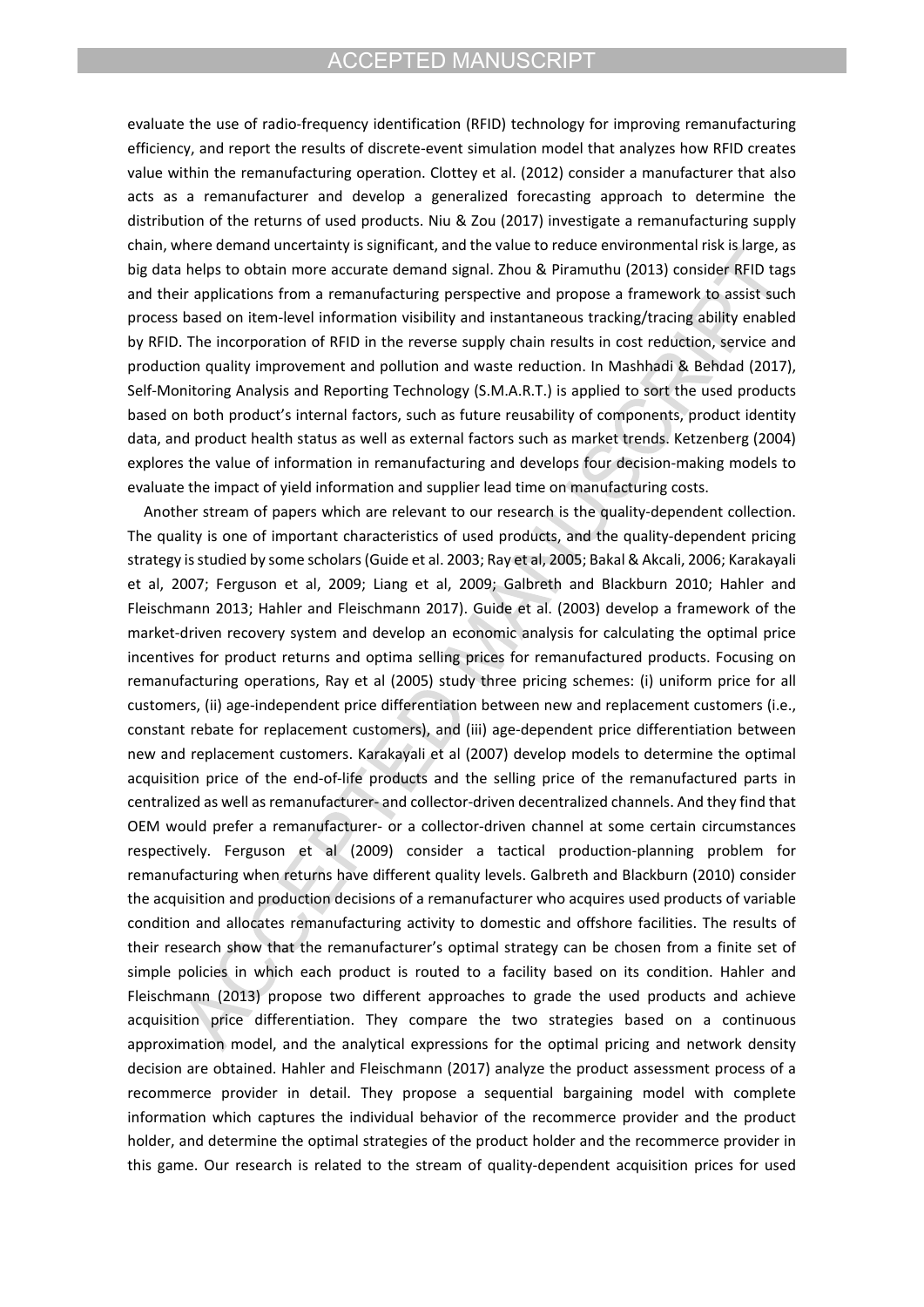evaluate the use of radio-frequency identification (RFID) technology for improving remanufacturing efficiency, and report the results of discrete-event simulation model that analyzes how RFID creates value within the remanufacturing operation. Clottey et al. (2012) consider a manufacturer that also acts as a remanufacturer and develop a generalized forecasting approach to determine the distribution of the returns of used products. Niu & Zou (2017) investigate a remanufacturing supply chain, where demand uncertainty is significant, and the value to reduce environmental risk is large, as big data helps to obtain more accurate demand signal. Zhou & Piramuthu (2013) consider RFID tags and their applications from a remanufacturing perspective and propose a framework to assist such process based on item-level information visibility and instantaneous tracking/tracing ability enabled by RFID. The incorporation of RFID in the reverse supply chain results in cost reduction, service and production quality improvement and pollution and waste reduction. In Mashhadi & Behdad (2017), Self-Monitoring Analysis and Reporting Technology (S.M.A.R.T.) is applied to sort the used products based on both product's internal factors, such as future reusability of components, product identity data, and product health status as well as external factors such as market trends. Ketzenberg (2004) explores the value of information in remanufacturing and develops four decision-making models to evaluate the impact of yield information and supplier lead time on manufacturing costs.

Another stream of papers which are relevant to our research is the quality-dependent collection. The quality is one of important characteristics of used products, and the quality-dependent pricing strategy is studied by some scholars (Guide et al. 2003; Ray et al, 2005; Bakal & Akcali, 2006; Karakayali et al, 2007; Ferguson et al, 2009; Liang et al, 2009; Galbreth and Blackburn 2010; Hahler and Fleischmann 2013; Hahler and Fleischmann 2017). Guide et al. (2003) develop a framework of the market-driven recovery system and develop an economic analysis for calculating the optimal price incentives for product returns and optima selling prices for remanufactured products. Focusing on remanufacturing operations, Ray et al (2005) study three pricing schemes: (i) uniform price for all customers, (ii) age-independent price differentiation between new and replacement customers (i.e., constant rebate for replacement customers), and (iii) age-dependent price differentiation between new and replacement customers. Karakayali et al (2007) develop models to determine the optimal acquisition price of the end-of-life products and the selling price of the remanufactured parts in centralized as well as remanufacturer- and collector-driven decentralized channels. And they find that OEM would prefer a remanufacturer- or a collector-driven channel at some certain circumstances respectively. Ferguson et al (2009) consider a tactical production-planning problem for remanufacturing when returns have different quality levels. Galbreth and Blackburn (2010) consider the acquisition and production decisions of a remanufacturer who acquires used products of variable condition and allocates remanufacturing activity to domestic and offshore facilities. The results of their research show that the remanufacturer's optimal strategy can be chosen from a finite set of simple policies in which each product is routed to a facility based on its condition. Hahler and Fleischmann (2013) propose two different approaches to grade the used products and achieve acquisition price differentiation. They compare the two strategies based on a continuous approximation model, and the analytical expressions for the optimal pricing and network density decision are obtained. Hahler and Fleischmann (2017) analyze the product assessment process of a recommerce provider in detail. They propose a sequential bargaining model with complete information which captures the individual behavior of the recommerce provider and the product holder, and determine the optimal strategies of the product holder and the recommerce provider in this game. Our research is related to the stream of quality-dependent acquisition prices for used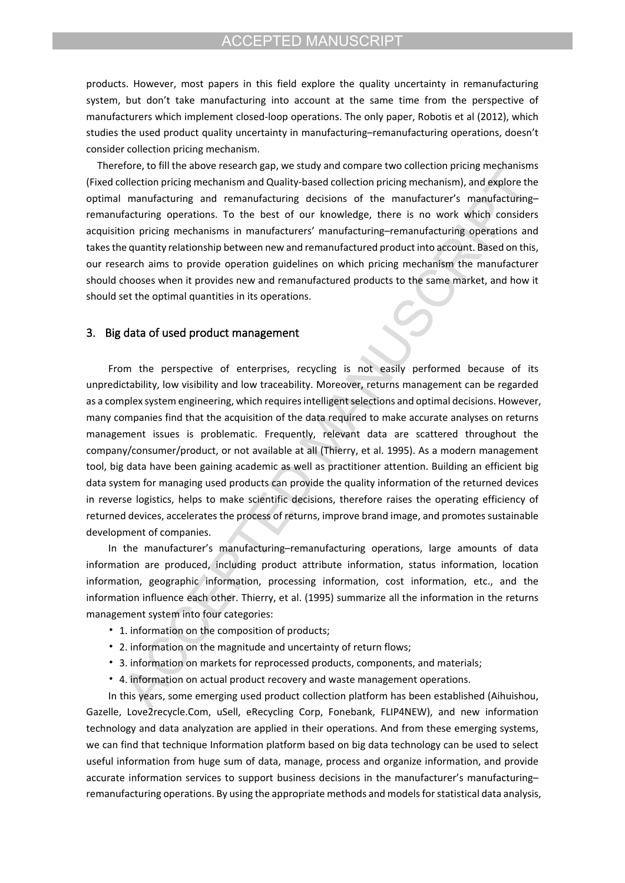products. However, most papers in this field explore the quality uncertainty in remanufacturing system, but don't take manufacturing into account at the same time from the perspective of manufacturers which implement closed-loop operations. The only paper, Robotis et al (2012), which studies the used product quality uncertainty in manufacturing–remanufacturing operations, doesn't consider collection pricing mechanism.

Therefore, to fill the above research gap, we study and compare two collection pricing mechanisms (Fixed collection pricing mechanism and Quality-based collection pricing mechanism), and explore the optimal manufacturing and remanufacturing decisions of the manufacturer's manufacturing–remanufacturing operations. To the best of our knowledge, there is no work which considers acquisition pricing mechanisms in manufacturers' manufacturing–remanufacturing operations and takes the quantity relationship between new and remanufactured product into account. Based on this, our research aims to provide operation guidelines on which pricing mechanism the manufacturer should chooses when it provides new and remanufactured products to the same market, and how it should set the optimal quantities in its operations.

## 3. Big data of used product management

From the perspective of enterprises, recycling is not easily performed because of its unpredictability, low visibility and low traceability. Moreover, returns management can be regarded as a complex system engineering, which requires intelligent selections and optimal decisions. However, many companies find that the acquisition of the data required to make accurate analyses on returns management issues is problematic. Frequently, relevant data are scattered throughout the company/consumer/product, or not available at all (Thierry, et al. 1995). As a modern management tool, big data have been gaining academic as well as practitioner attention. Building an efficient big data system for managing used products can provide the quality information of the returned devices in reverse logistics, helps to make scientific decisions, therefore raises the operating efficiency of returned devices, accelerates the process of returns, improve brand image, and promotes sustainable development of companies.

In the manufacturer's manufacturing–remanufacturing operations, large amounts of data information are produced, including product attribute information, status information, location information, geographic information, processing information, cost information, etc., and the information influence each other. Thierry, et al. (1995) summarize all the information in the returns management system into four categories:

- 1. information on the composition of products;
- 2. information on the magnitude and uncertainty of return flows;
- 3. information on markets for reprocessed products, components, and materials;
- 4. information on actual product recovery and waste management operations.

In this years, some emerging used product collection platform has been established (Aihuishou, Gazelle, Love2recycle.Com, uSell, eRecycling Corp, Fonebank, FLIP4NEW), and new information technology and data analyzation are applied in their operations. And from these emerging systems, we can find that technique Information platform based on big data technology can be used to select useful information from huge sum of data, manage, process and organize information, and provide accurate information services to support business decisions in the manufacturer's manufacturing–remanufacturing operations. By using the appropriate methods and models for statistical data analysis,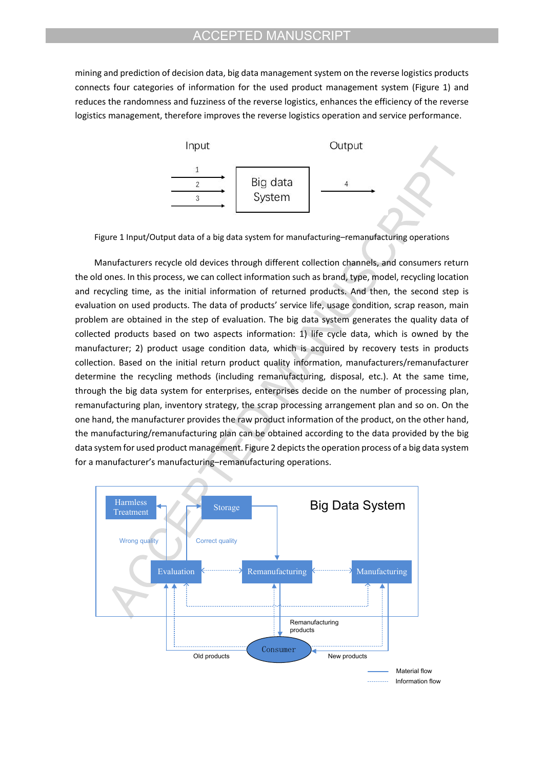mining and prediction of decision data, big data management system on the reverse logistics products connects four categories of information for the used product management system (Figure 1) and reduces the randomness and fuzziness of the reverse logistics, enhances the efficiency of the reverse logistics management, therefore improves the reverse logistics operation and service performance.

Figure 1 Input/Output data of a big data system for manufacturing–remanufacturing operations

Manufacturers recycle old devices through different collection channels, and consumers return the old ones. In this process, we can collect information such as brand, type, model, recycling location and recycling time, as the initial information of returned products. And then, the second step is evaluation on used products. The data of products' service life, usage condition, scrap reason, main problem are obtained in the step of evaluation. The big data system generates the quality data of collected products based on two aspects information: 1) life cycle data, which is owned by the manufacturer; 2) product usage condition data, which is acquired by recovery tests in products collection. Based on the initial return product quality information, manufacturers/remanufacturer determine the recycling methods (including remanufacturing, disposal, etc.). At the same time, through the big data system for enterprises, enterprises decide on the number of processing plan, remanufacturing plan, inventory strategy, the scrap processing arrangement plan and so on. On the one hand, the manufacturer provides the raw product information of the product, on the other hand, the manufacturing/remanufacturing plan can be obtained according to the data provided by the big data system for used product management. Figure 2 depicts the operation process of a big data system for a manufacturer's manufacturing–remanufacturing operations.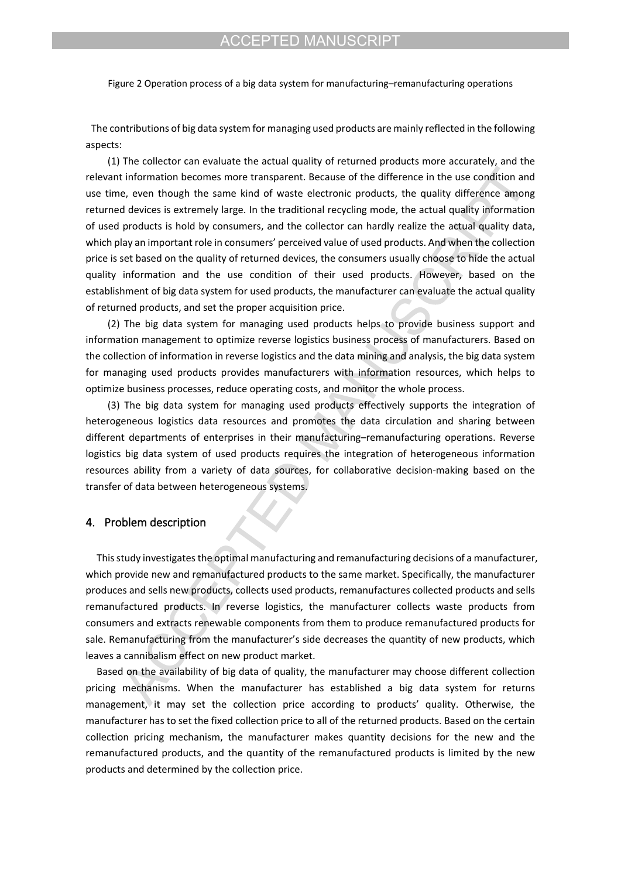Figure 2 Operation process of a big data system for manufacturing–remanufacturing operations

The contributions of big data system for managing used products are mainly reflected in the following aspects:

(1) The collector can evaluate the actual quality of returned products more accurately, and the relevant information becomes more transparent. Because of the difference in the use condition and use time, even though the same kind of waste electronic products, the quality difference among returned devices is extremely large. In the traditional recycling mode, the actual quality information of used products is hold by consumers, and the collector can hardly realize the actual quality data, which play an important role in consumers' perceived value of used products. And when the collection price is set based on the quality of returned devices, the consumers usually choose to hide the actual quality information and the use condition of their used products. However, based on the establishment of big data system for used products, the manufacturer can evaluate the actual quality of returned products, and set the proper acquisition price.

(2) The big data system for managing used products helps to provide business support and information management to optimize reverse logistics business process of manufacturers. Based on the collection of information in reverse logistics and the data mining and analysis, the big data system for managing used products provides manufacturers with information resources, which helps to optimize business processes, reduce operating costs, and monitor the whole process.

(3) The big data system for managing used products effectively supports the integration of heterogeneous logistics data resources and promotes the data circulation and sharing between different departments of enterprises in their manufacturing–remanufacturing operations. Reverse logistics big data system of used products requires the integration of heterogeneous information resources ability from a variety of data sources, for collaborative decision-making based on the transfer of data between heterogeneous systems.

## 4. Problem description

This study investigates the optimal manufacturing and remanufacturing decisions of a manufacturer, which provide new and remanufactured products to the same market. Specifically, the manufacturer produces and sells new products, collects used products, remanufactures collected products and sells remanufactured products. In reverse logistics, the manufacturer collects waste products from consumers and extracts renewable components from them to produce remanufactured products for sale. Remanufacturing from the manufacturer's side decreases the quantity of new products, which leaves a cannibalism effect on new product market.

Based on the availability of big data of quality, the manufacturer may choose different collection pricing mechanisms. When the manufacturer has established a big data system for returns management, it may set the collection price according to products' quality. Otherwise, the manufacturer has to set the fixed collection price to all of the returned products. Based on the certain collection pricing mechanism, the manufacturer makes quantity decisions for the new and the remanufactured products, and the quantity of the remanufactured products is limited by the new products and determined by the collection price.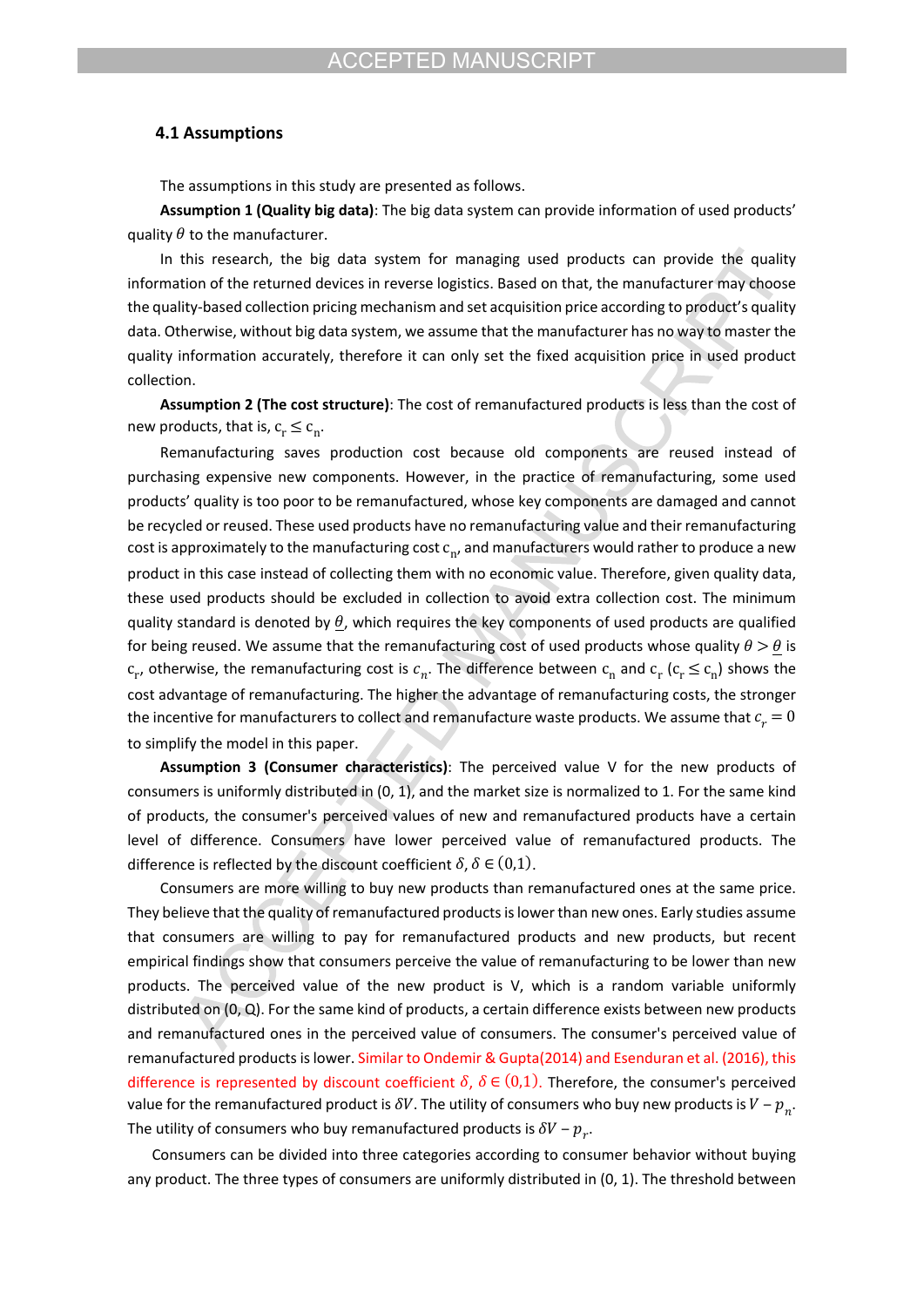### 4.1 Assumptions

The assumptions in this study are presented as follows.

**Assumption 1 (Quality big data)**: The big data system can provide information of used products' quality $\theta$ to the manufacturer.

In this research, the big data system for managing used products can provide the quality information of the returned devices in reverse logistics. Based on that, the manufacturer may choose the quality-based collection pricing mechanism and set acquisition price according to product's quality data. Otherwise, without big data system, we assume that the manufacturer has no way to master the quality information accurately, therefore it can only set the fixed acquisition price in used product collection.

**Assumption 2 (The cost structure)**: The cost of remanufactured products is less than the cost of new products, that is, $c_r \leq c_n$.

Remanufacturing saves production cost because old components are reused instead of purchasing expensive new components. However, in the practice of remanufacturing, some used products' quality is too poor to be remanufactured, whose key components are damaged and cannot be recycled or reused. These used products have no remanufacturing value and their remanufacturing cost is approximately to the manufacturing cost $c_n$, and manufacturers would rather to produce a new product in this case instead of collecting them with no economic value. Therefore, given quality data, these used products should be excluded in collection to avoid extra collection cost. The minimum quality standard is denoted by $\underline{\theta}$, which requires the key components of used products are qualified for being reused. We assume that the remanufacturing cost of used products whose quality $\theta > \underline{\theta}$ is $c_r$, otherwise, the remanufacturing cost is $c_n$. The difference between $c_n$ and $c_r$ ($c_r \leq c_n$) shows the cost advantage of remanufacturing. The higher the advantage of remanufacturing costs, the stronger the incentive for manufacturers to collect and remanufacture waste products. We assume that $c_r = 0$ to simplify the model in this paper.

**Assumption 3 (Consumer characteristics)**: The perceived value V for the new products of consumers is uniformly distributed in (0, 1), and the market size is normalized to 1. For the same kind of products, the consumer's perceived values of new and remanufactured products have a certain level of difference. Consumers have lower perceived value of remanufactured products. The difference is reflected by the discount coefficient $\delta, \delta \in (0,1)$.

Consumers are more willing to buy new products than remanufactured ones at the same price. They believe that the quality of remanufactured products is lower than new ones. Early studies assume that consumers are willing to pay for remanufactured products and new products, but recent empirical findings show that consumers perceive the value of remanufacturing to be lower than new products. The perceived value of the new product is V, which is a random variable uniformly distributed on (0, Q). For the same kind of products, a certain difference exists between new products and remanufactured ones in the perceived value of consumers. The consumer's perceived value of remanufactured products is lower. Similar to Ondemir & Gupta(2014) and Esenduran et al. (2016), this difference is represented by discount coefficient $\delta$, $\delta \in (0,1)$. Therefore, the consumer's perceived value for the remanufactured product is $\delta V$. The utility of consumers who buy new products is $V - p_n$. The utility of consumers who buy remanufactured products is $\delta V - p_r$.

Consumers can be divided into three categories according to consumer behavior without buying any product. The three types of consumers are uniformly distributed in (0, 1). The threshold between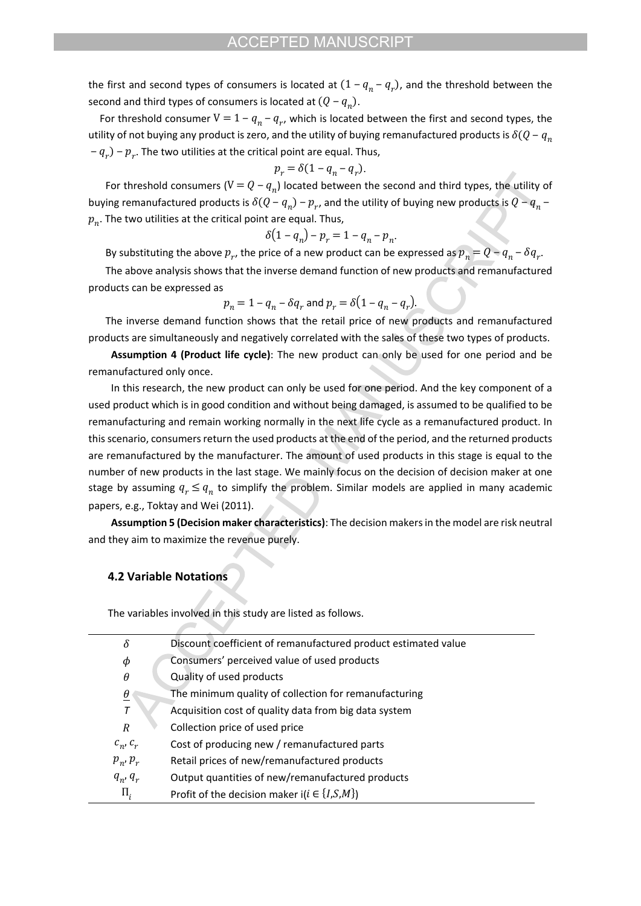the first and second types of consumers is located at $(1 - q_n - q_r)$, and the threshold between the second and third types of consumers is located at $(Q - q_n)$.

For threshold consumer $V = 1 - q_n - q_r$, which is located between the first and second types, the utility of not buying any product is zero, and the utility of buying remanufactured products is $\delta(Q - q_n - q_r) - p_r$. The two utilities at the critical point are equal. Thus,

$$p_r = \delta(1 - q_n - q_r).$$

For threshold consumers ($V = Q - q_n$) located between the second and third types, the utility of buying remanufactured products is $\delta(Q - q_n) - p_r$, and the utility of buying new products is $Q - q_n - p_n$. The two utilities at the critical point are equal. Thus,

$$\delta(1 - q_n) - p_r = 1 - q_n - p_n.$$

By substituting the above $p_r$, the price of a new product can be expressed as $p_n = Q - q_n - \delta q_r$.

The above analysis shows that the inverse demand function of new products and remanufactured products can be expressed as

$$p_n = 1 - q_n - \delta q_r \text{ and } p_r = \delta(1 - q_n - q_r).$$

The inverse demand function shows that the retail price of new products and remanufactured products are simultaneously and negatively correlated with the sales of these two types of products.

**Assumption 4 (Product life cycle)**: The new product can only be used for one period and be remanufactured only once.

In this research, the new product can only be used for one period. And the key component of a used product which is in good condition and without being damaged, is assumed to be qualified to be remanufacturing and remain working normally in the next life cycle as a remanufactured product. In this scenario, consumers return the used products at the end of the period, and the returned products are remanufactured by the manufacturer. The amount of used products in this stage is equal to the number of new products in the last stage. We mainly focus on the decision of decision maker at one stage by assuming $q_r \le q_n$ to simplify the problem. Similar models are applied in many academic papers, e.g., Toktay and Wei (2011).

**Assumption 5 (Decision maker characteristics)**: The decision makers in the model are risk neutral and they aim to maximize the revenue purely.

### 4.2 Variable Notations

The variables involved in this study are listed as follows.

| | |
|---|---|
| $\delta$ | Discount coefficient of remanufactured product estimated value |
| $\phi$ | Consumers' perceived value of used products |
| $\theta$ | Quality of used products |
| $\underline{\theta}$ | The minimum quality of collection for remanufacturing |
| $T$ | Acquisition cost of quality data from big data system |
| $R$ | Collection price of used price |
| $c_n, c_r$ | Cost of producing new / remanufactured parts |
| $p_n, p_r$ | Retail prices of new/remanufactured products |
| $q_n, q_r$ | Output quantities of new/remanufactured products |
| $\Pi_i$ | Profit of the decision maker i($i \in \{I,S,M\}$) |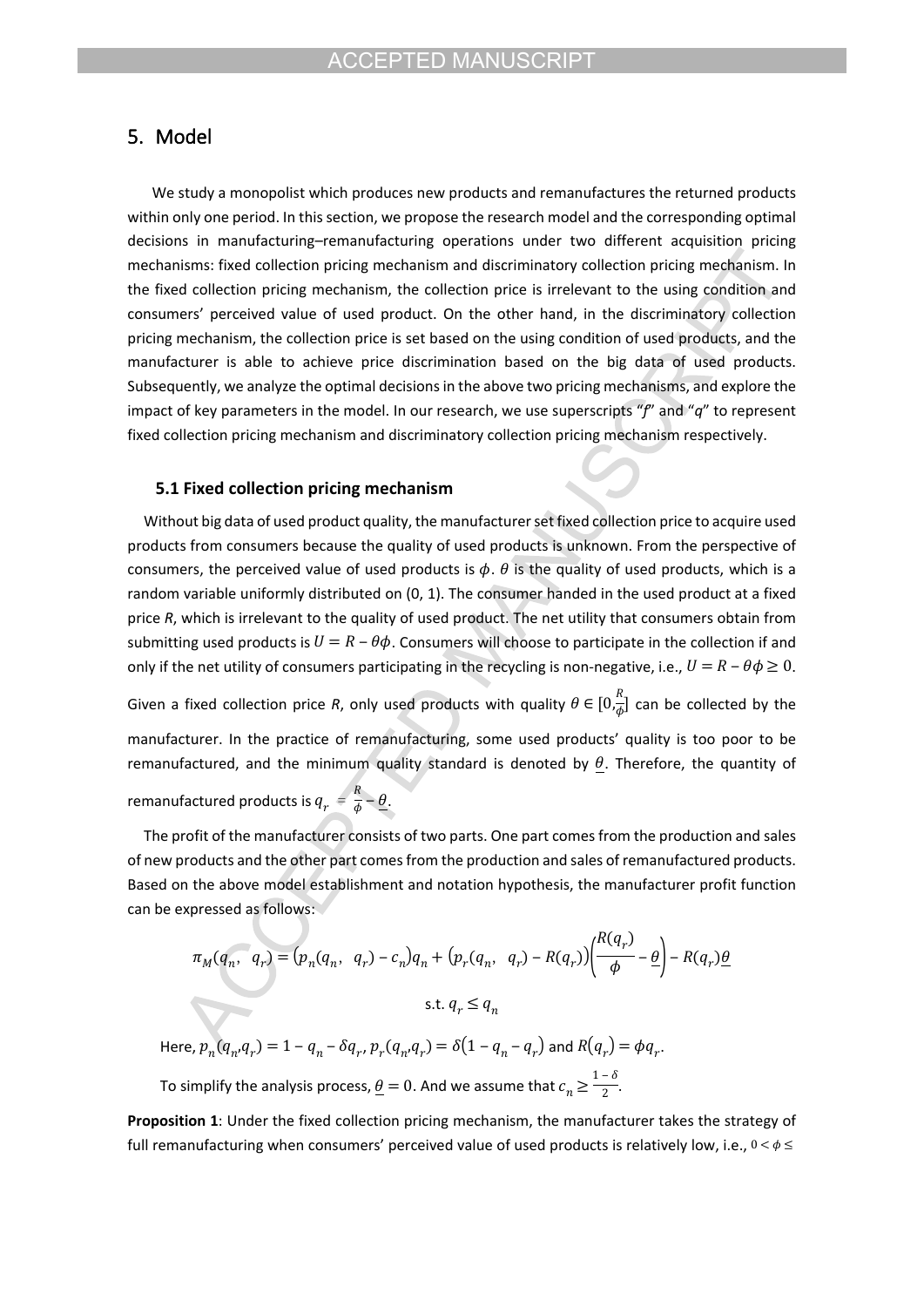## 5. Model

We study a monopolist which produces new products and remanufactures the returned products within only one period. In this section, we propose the research model and the corresponding optimal decisions in manufacturing–remanufacturing operations under two different acquisition pricing mechanisms: fixed collection pricing mechanism and discriminatory collection pricing mechanism. In the fixed collection pricing mechanism, the collection price is irrelevant to the using condition and consumers' perceived value of used product. On the other hand, in the discriminatory collection pricing mechanism, the collection price is set based on the using condition of used products, and the manufacturer is able to achieve price discrimination based on the big data of used products. Subsequently, we analyze the optimal decisions in the above two pricing mechanisms, and explore the impact of key parameters in the model. In our research, we use superscripts "*f*" and "*q*" to represent fixed collection pricing mechanism and discriminatory collection pricing mechanism respectively.

### 5.1 Fixed collection pricing mechanism

Without big data of used product quality, the manufacturer set fixed collection price to acquire used products from consumers because the quality of used products is unknown. From the perspective of consumers, the perceived value of used products is $\phi$. $\theta$ is the quality of used products, which is a random variable uniformly distributed on (0, 1). The consumer handed in the used product at a fixed price *R*, which is irrelevant to the quality of used product. The net utility that consumers obtain from submitting used products is $U = R - \theta\phi$. Consumers will choose to participate in the collection if and only if the net utility of consumers participating in the recycling is non-negative, i.e., $U = R - \theta\phi \geq 0$. Given a fixed collection price *R*, only used products with quality $\theta \in [0,\frac{R}{\phi}]$ can be collected by the manufacturer. In the practice of remanufacturing, some used products' quality is too poor to be remanufactured, and the minimum quality standard is denoted by $\underline{\theta}$. Therefore, the quantity of remanufactured products is $q_r = \frac{R}{\phi} - \underline{\theta}$.

The profit of the manufacturer consists of two parts. One part comes from the production and sales of new products and the other part comes from the production and sales of remanufactured products. Based on the above model establishment and notation hypothesis, the manufacturer profit function can be expressed as follows:

$$\pi_M(q_n, \ q_r) = \left(p_n(q_n, \ q_r) - c_n\right)q_n + \left(p_r(q_n, \ q_r) - R(q_r)\right)\left(\frac{R(q_r)}{\phi} - \underline{\theta}\right) - R(q_r)\underline{\theta}$$

$$\text{s.t. } q_r \leq q_n$$

Here, $p_n(q_n,q_r) = 1 - q_n - \delta q_r$, $p_r(q_n,q_r) = \delta\left(1 - q_n - q_r\right)$ and $R\left(q_r\right) = \phi q_r$.

To simplify the analysis process, $\underline{\theta} = 0$. And we assume that $c_n \geq \frac{1-\delta}{2}$.

**Proposition 1**: Under the fixed collection pricing mechanism, the manufacturer takes the strategy of full remanufacturing when consumers' perceived value of used products is relatively low, i.e., $0 < \phi \leq$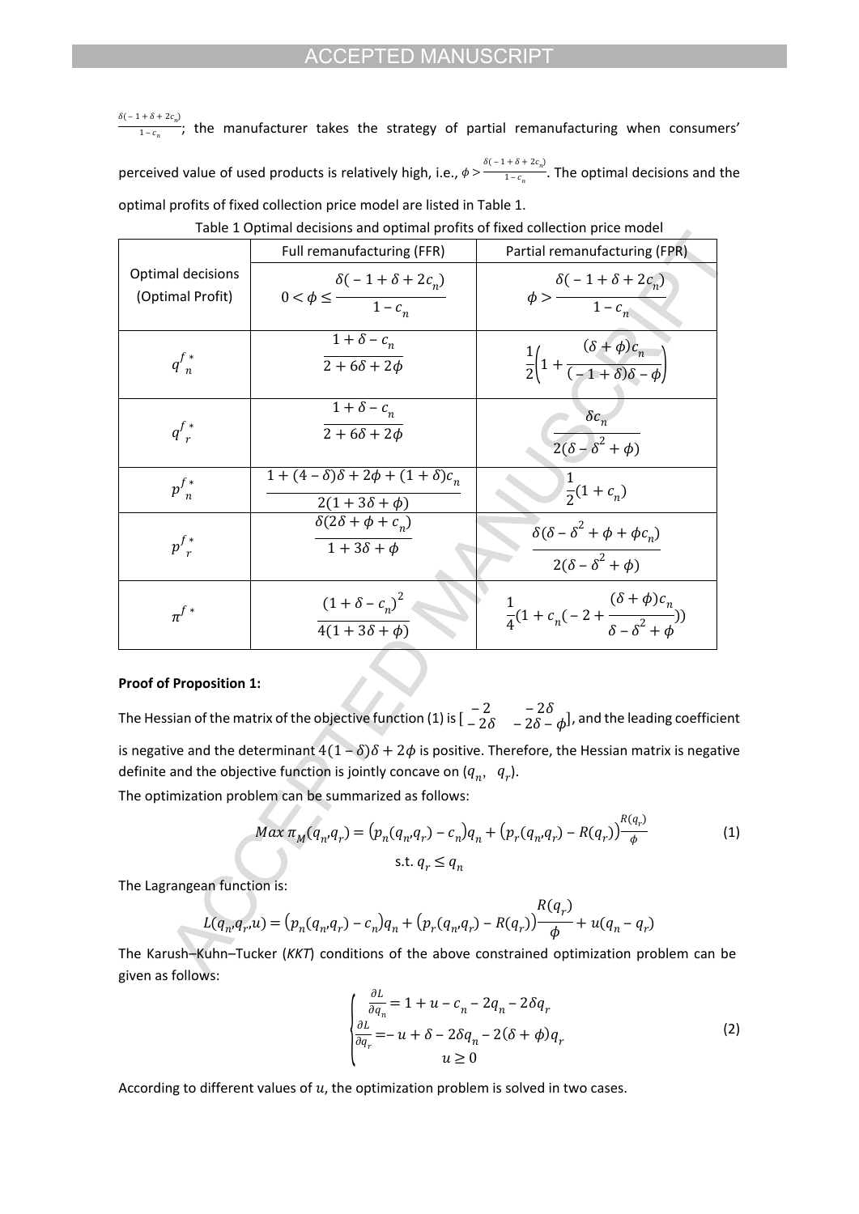$\frac{\delta(-1+\delta+2c_n)}{1-c_n}$; the manufacturer takes the strategy of partial remanufacturing when consumers' perceived value of used products is relatively high, i.e., $\phi > \frac{\delta(-1+\delta+2c_n)}{1-c_n}$. The optimal decisions and the optimal profits of fixed collection price model are listed in Table 1.

Table 1 Optimal decisions and optimal profits of fixed collection price model

| Optimal decisions (Optimal Profit) | Full remanufacturing (FFR) $0<\phi\le\frac{\delta(-1+\delta+2c_n)}{1-c_n}$ | Partial remanufacturing (FPR) $\phi>\frac{\delta(-1+\delta+2c_n)}{1-c_n}$ |
|---|---|---|
| $q_n^{f*}$ | $\frac{1+\delta-c_n}{2+6\delta+2\phi}$ | $\frac{1}{2}\left(1+\frac{(\delta+\phi)c_n}{(-1+\delta)\delta-\phi}\right)$ |
| $q_r^{f*}$ | $\frac{1+\delta-c_n}{2+6\delta+2\phi}$ | $\frac{\delta c_n}{2(\delta-\delta^2+\phi)}$ |
| $p_n^{f*}$ | $\frac{1+(4-\delta)\delta+2\phi+(1+\delta)c_n}{2(1+3\delta+\phi)}$ | $\frac{1}{2}(1+c_n)$ |
| $p_r^{f*}$ | $\frac{\delta(2\delta+\phi+c_n)}{1+3\delta+\phi}$ | $\frac{\delta(\delta-\delta^2+\phi+\phi c_n)}{2(\delta-\delta^2+\phi)}$ |
| $\pi^{f*}$ | $\frac{(1+\delta-c_n)^2}{4(1+3\delta+\phi)}$ | $\frac{1}{4}(1+c_n(-2+\frac{(\delta+\phi)c_n}{\delta-\delta^2+\phi}))$ |

**Proof of Proposition 1:**

The Hessian of the matrix of the objective function (1) is $\begin{bmatrix}-2 & -2\delta\\ -2\delta & -2\delta-\phi\end{bmatrix}$, and the leading coefficient is negative and the determinant $4(1-\delta)\delta+2\phi$ is positive. Therefore, the Hessian matrix is negative definite and the objective function is jointly concave on $(q_n,\ q_r)$.

The optimization problem can be summarized as follows:

$$Max\,\pi_M(q_n,q_r)=\big(p_n(q_n,q_r)-c_n\big)q_n+\big(p_r(q_n,q_r)-R(q_r)\big)\frac{R(q_r)}{\phi} \tag{1}$$
$$\text{s.t. } q_r\le q_n$$

The Lagrangean function is:

$$L(q_n,q_r,u)=\big(p_n(q_n,q_r)-c_n\big)q_n+\big(p_r(q_n,q_r)-R(q_r)\big)\frac{R(q_r)}{\phi}+u(q_n-q_r)$$

The Karush–Kuhn–Tucker (*KKT*) conditions of the above constrained optimization problem can be given as follows:

$$\begin{cases}\frac{\partial L}{\partial q_n}=1+u-c_n-2q_n-2\delta q_r\\ \frac{\partial L}{\partial q_r}=-u+\delta-2\delta q_n-2(\delta+\phi)q_r\\ u\ge 0\end{cases} \tag{2}$$

According to different values of $u$, the optimization problem is solved in two cases.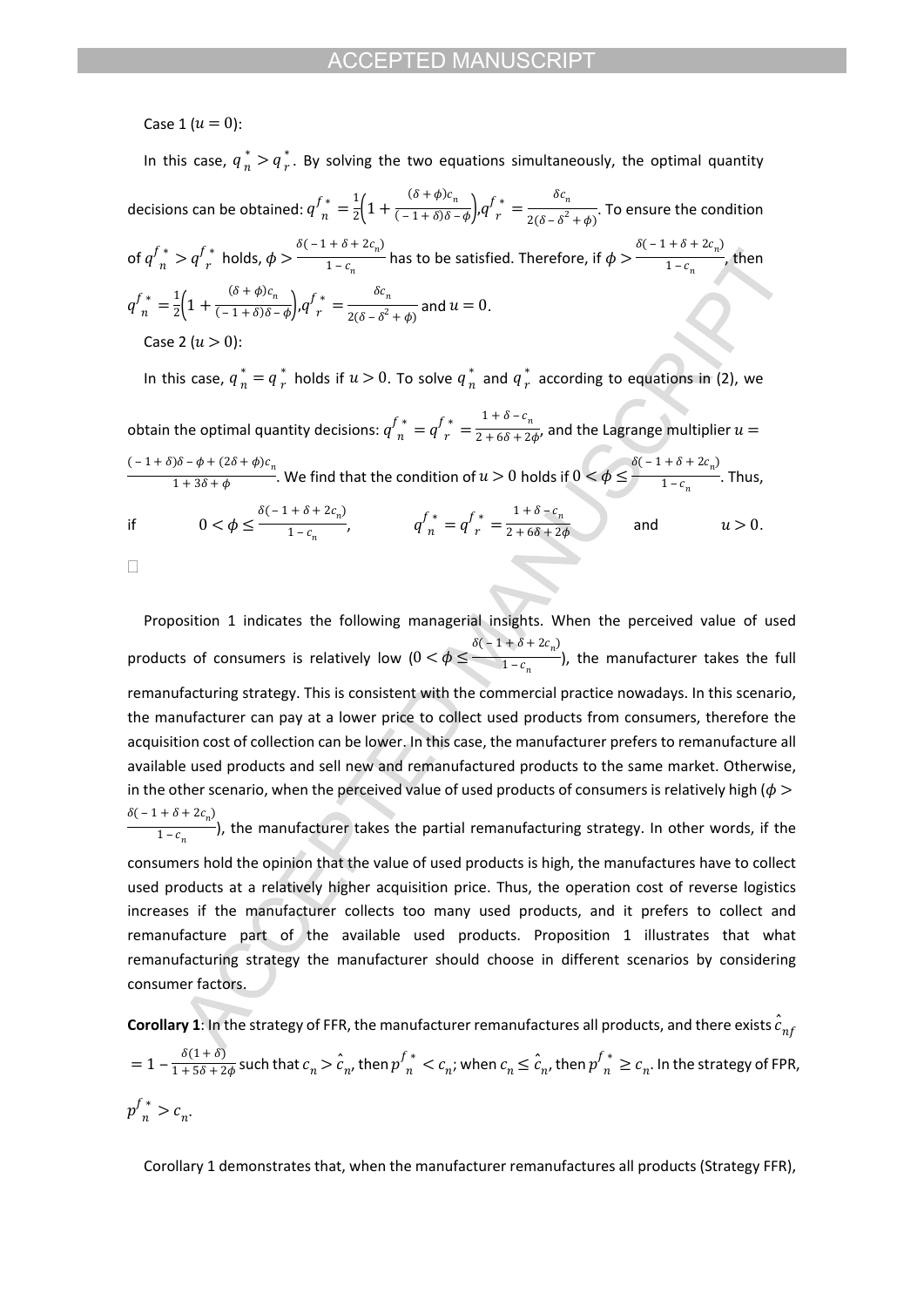Case 1 ($u = 0$):

In this case, $q_n^* > q_r^*$. By solving the two equations simultaneously, the optimal quantity decisions can be obtained: $q_n^{f*} = \frac{1}{2}\left(1 + \frac{(\delta + \phi)c_n}{(-1+\delta)\delta - \phi}\right)$, $q_r^{f*} = \frac{\delta c_n}{2(\delta - \delta^2 + \phi)}$. To ensure the condition of $q_n^{f*} > q_r^{f*}$ holds, $\phi > \frac{\delta(-1+\delta+2c_n)}{1-c_n}$ has to be satisfied. Therefore, if $\phi > \frac{\delta(-1+\delta+2c_n)}{1-c_n}$, then $q_n^{f*} = \frac{1}{2}\left(1 + \frac{(\delta + \phi)c_n}{(-1+\delta)\delta - \phi}\right)$, $q_r^{f*} = \frac{\delta c_n}{2(\delta - \delta^2 + \phi)}$ and $u = 0$.

Case 2 ($u > 0$):

In this case, $q_n^* = q_r^*$ holds if $u > 0$. To solve $q_n^*$ and $q_r^*$ according to equations in (2), we obtain the optimal quantity decisions: $q_n^{f*} = q_r^{f*} = \frac{1+\delta-c_n}{2+6\delta+2\phi}$, and the Lagrange multiplier $u = \frac{(-1+\delta)\delta - \phi + (2\delta+\phi)c_n}{1+3\delta+\phi}$. We find that the condition of $u > 0$ holds if $0 < \phi \leq \frac{\delta(-1+\delta+2c_n)}{1-c_n}$. Thus, if $0 < \phi \leq \frac{\delta(-1+\delta+2c_n)}{1-c_n}$, $q_n^{f*} = q_r^{f*} = \frac{1+\delta-c_n}{2+6\delta+2\phi}$ and $u > 0$.

□

Proposition 1 indicates the following managerial insights. When the perceived value of used products of consumers is relatively low ($0 < \phi \leq \frac{\delta(-1+\delta+2c_n)}{1-c_n}$), the manufacturer takes the full remanufacturing strategy. This is consistent with the commercial practice nowadays. In this scenario, the manufacturer can pay at a lower price to collect used products from consumers, therefore the acquisition cost of collection can be lower. In this case, the manufacturer prefers to remanufacture all available used products and sell new and remanufactured products to the same market. Otherwise, in the other scenario, when the perceived value of used products of consumers is relatively high ($\phi > \frac{\delta(-1+\delta+2c_n)}{1-c_n}$), the manufacturer takes the partial remanufacturing strategy. In other words, if the consumers hold the opinion that the value of used products is high, the manufactures have to collect used products at a relatively higher acquisition price. Thus, the operation cost of reverse logistics increases if the manufacturer collects too many used products, and it prefers to collect and remanufacture part of the available used products. Proposition 1 illustrates that what remanufacturing strategy the manufacturer should choose in different scenarios by considering consumer factors.

**Corollary 1**: In the strategy of FFR, the manufacturer remanufactures all products, and there exists $\hat{c}_{nf} = 1 - \frac{\delta(1+\delta)}{1+5\delta+2\phi}$ such that $c_n > \hat{c}_n$, then $p_n^{f*} < c_n$; when $c_n \leq \hat{c}_n$, then $p_n^{f*} \geq c_n$. In the strategy of FPR, $p_n^{f*} > c_n$.

Corollary 1 demonstrates that, when the manufacturer remanufactures all products (Strategy FFR),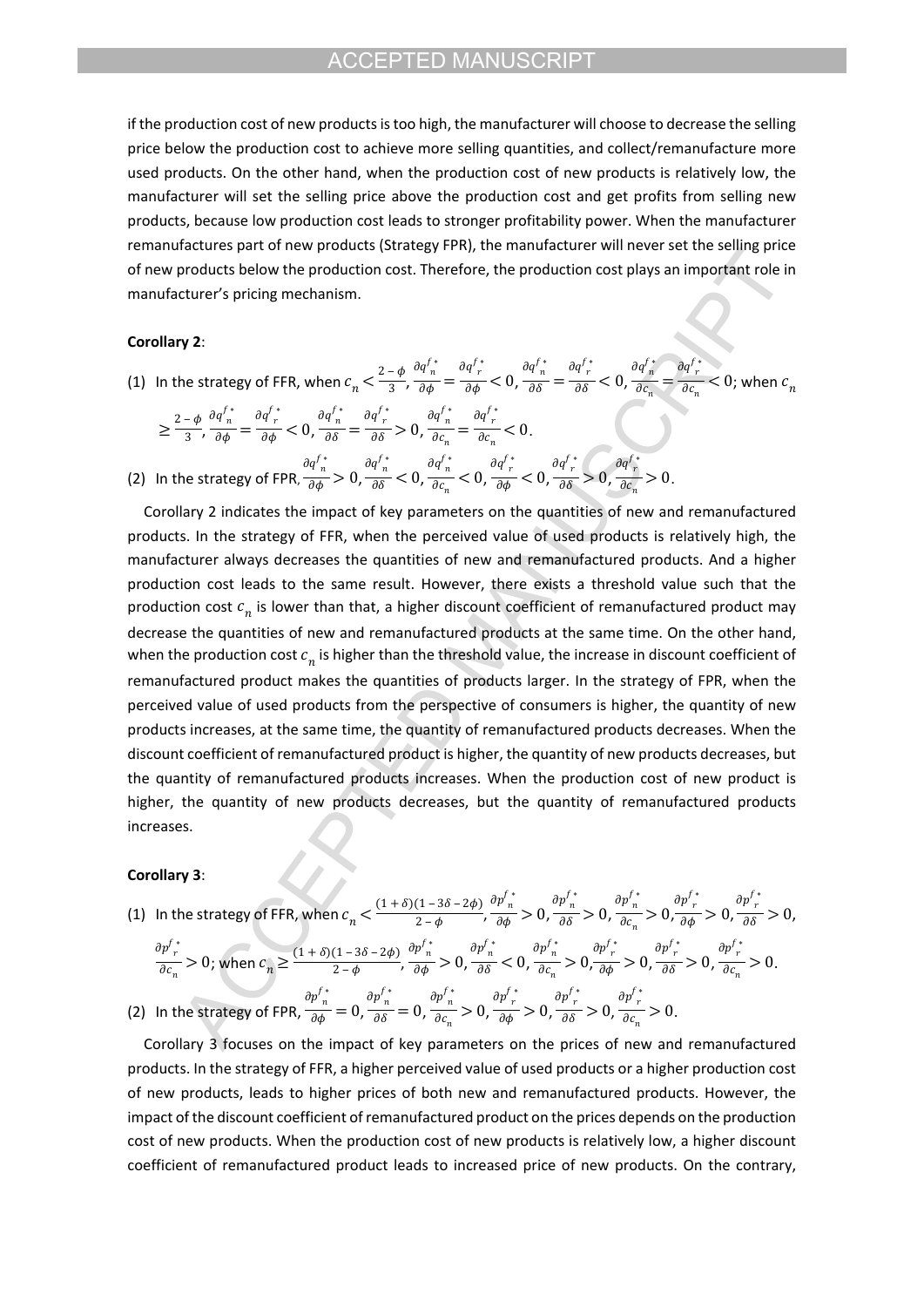if the production cost of new products is too high, the manufacturer will choose to decrease the selling price below the production cost to achieve more selling quantities, and collect/remanufacture more used products. On the other hand, when the production cost of new products is relatively low, the manufacturer will set the selling price above the production cost and get profits from selling new products, because low production cost leads to stronger profitability power. When the manufacturer remanufactures part of new products (Strategy FPR), the manufacturer will never set the selling price of new products below the production cost. Therefore, the production cost plays an important role in manufacturer's pricing mechanism.

**Corollary 2**:

(1) In the strategy of FFR, when $c_n < \frac{2-\phi}{3}$, $\frac{\partial q_n^{f*}}{\partial \phi} = \frac{\partial q_r^{f*}}{\partial \phi} < 0$, $\frac{\partial q_n^{f*}}{\partial \delta} = \frac{\partial q_r^{f*}}{\partial \delta} < 0$, $\frac{\partial q_n^{f*}}{\partial c_n} = \frac{\partial q_r^{f*}}{\partial c_n} < 0$; when $c_n \geq \frac{2-\phi}{3}$, $\frac{\partial q_n^{f*}}{\partial \phi} = \frac{\partial q_r^{f*}}{\partial \phi} < 0$, $\frac{\partial q_n^{f*}}{\partial \delta} = \frac{\partial q_r^{f*}}{\partial \delta} > 0$, $\frac{\partial q_n^{f*}}{\partial c_n} = \frac{\partial q_r^{f*}}{\partial c_n} < 0$.

(2) In the strategy of FPR, $\frac{\partial q_n^{f*}}{\partial \phi} > 0$, $\frac{\partial q_n^{f*}}{\partial \delta} < 0$, $\frac{\partial q_n^{f*}}{\partial c_n} < 0$, $\frac{\partial q_r^{f*}}{\partial \phi} < 0$, $\frac{\partial q_r^{f*}}{\partial \delta} > 0$, $\frac{\partial q_r^{f*}}{\partial c_n} > 0$.

Corollary 2 indicates the impact of key parameters on the quantities of new and remanufactured products. In the strategy of FFR, when the perceived value of used products is relatively high, the manufacturer always decreases the quantities of new and remanufactured products. And a higher production cost leads to the same result. However, there exists a threshold value such that the production cost $c_n$ is lower than that, a higher discount coefficient of remanufactured product may decrease the quantities of new and remanufactured products at the same time. On the other hand, when the production cost $c_n$ is higher than the threshold value, the increase in discount coefficient of remanufactured product makes the quantities of products larger. In the strategy of FPR, when the perceived value of used products from the perspective of consumers is higher, the quantity of new products increases, at the same time, the quantity of remanufactured products decreases. When the discount coefficient of remanufactured product is higher, the quantity of new products decreases, but the quantity of remanufactured products increases. When the production cost of new product is higher, the quantity of new products decreases, but the quantity of remanufactured products increases.

**Corollary 3**:

(1) In the strategy of FFR, when $c_n < \frac{(1+\delta)(1-3\delta-2\phi)}{2-\phi}$, $\frac{\partial p_n^{f*}}{\partial \phi} > 0$, $\frac{\partial p_n^{f*}}{\partial \delta} > 0$, $\frac{\partial p_n^{f*}}{\partial c_n} > 0$, $\frac{\partial p_r^{f*}}{\partial \phi} > 0$, $\frac{\partial p_r^{f*}}{\partial \delta} > 0$, $\frac{\partial p_r^{f*}}{\partial c_n} > 0$; when $c_n \geq \frac{(1+\delta)(1-3\delta-2\phi)}{2-\phi}$, $\frac{\partial p_n^{f*}}{\partial \phi} > 0$, $\frac{\partial p_n^{f*}}{\partial \delta} < 0$, $\frac{\partial p_n^{f*}}{\partial c_n} > 0$, $\frac{\partial p_r^{f*}}{\partial \phi} > 0$, $\frac{\partial p_r^{f*}}{\partial \delta} > 0$, $\frac{\partial p_r^{f*}}{\partial c_n} > 0$.

(2) In the strategy of FPR, $\frac{\partial p_n^{f*}}{\partial \phi} = 0$, $\frac{\partial p_n^{f*}}{\partial \delta} = 0$, $\frac{\partial p_n^{f*}}{\partial c_n} > 0$, $\frac{\partial p_r^{f*}}{\partial \phi} > 0$, $\frac{\partial p_r^{f*}}{\partial \delta} > 0$, $\frac{\partial p_r^{f*}}{\partial c_n} > 0$.

Corollary 3 focuses on the impact of key parameters on the prices of new and remanufactured products. In the strategy of FFR, a higher perceived value of used products or a higher production cost of new products, leads to higher prices of both new and remanufactured products. However, the impact of the discount coefficient of remanufactured product on the prices depends on the production cost of new products. When the production cost of new products is relatively low, a higher discount coefficient of remanufactured product leads to increased price of new products. On the contrary,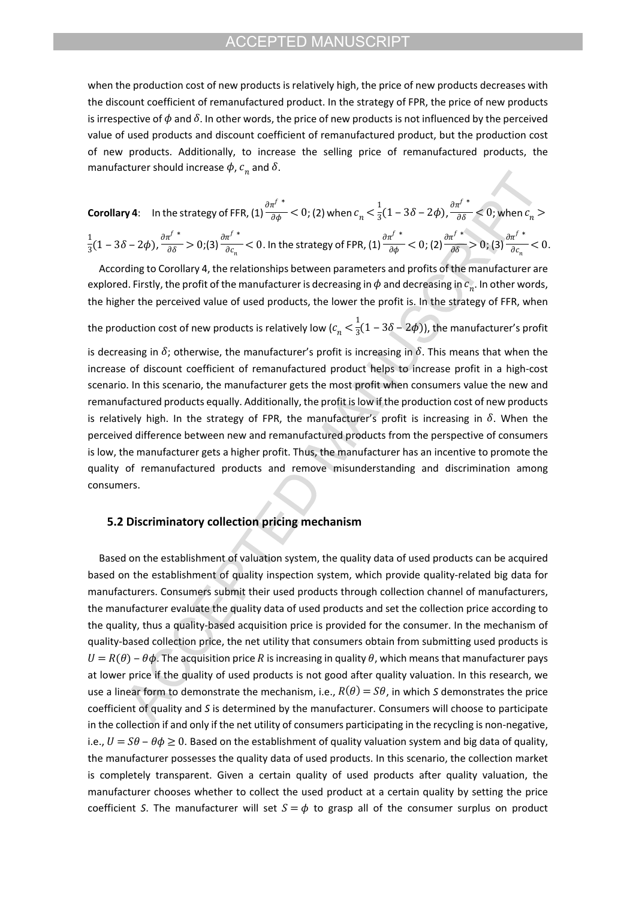when the production cost of new products is relatively high, the price of new products decreases with the discount coefficient of remanufactured product. In the strategy of FPR, the price of new products is irrespective of $\phi$ and $\delta$. In other words, the price of new products is not influenced by the perceived value of used products and discount coefficient of remanufactured product, but the production cost of new products. Additionally, to increase the selling price of remanufactured products, the manufacturer should increase $\phi$, $c_n$ and $\delta$.

**Corollary 4**: In the strategy of FFR, (1) $\frac{\partial \pi^{f\,*}}{\partial \phi} < 0$; (2) when $c_n < \frac{1}{3}(1 - 3\delta - 2\phi)$, $\frac{\partial \pi^{f\,*}}{\partial \delta} < 0$; when $c_n > \frac{1}{3}(1 - 3\delta - 2\phi)$, $\frac{\partial \pi^{f\,*}}{\partial \delta} > 0$;(3) $\frac{\partial \pi^{f\,*}}{\partial c_n} < 0$. In the strategy of FPR, (1) $\frac{\partial \pi^{f\,*}}{\partial \phi} < 0$; (2) $\frac{\partial \pi^{f\,*}}{\partial \delta} > 0$; (3) $\frac{\partial \pi^{f\,*}}{\partial c_n} < 0$.

According to Corollary 4, the relationships between parameters and profits of the manufacturer are explored. Firstly, the profit of the manufacturer is decreasing in $\phi$ and decreasing in $c_n$. In other words, the higher the perceived value of used products, the lower the profit is. In the strategy of FFR, when the production cost of new products is relatively low ($c_n < \frac{1}{3}(1 - 3\delta - 2\phi)$), the manufacturer's profit is decreasing in $\delta$; otherwise, the manufacturer's profit is increasing in $\delta$. This means that when the increase of discount coefficient of remanufactured product helps to increase profit in a high-cost scenario. In this scenario, the manufacturer gets the most profit when consumers value the new and remanufactured products equally. Additionally, the profit is low if the production cost of new products is relatively high. In the strategy of FPR, the manufacturer's profit is increasing in $\delta$. When the perceived difference between new and remanufactured products from the perspective of consumers is low, the manufacturer gets a higher profit. Thus, the manufacturer has an incentive to promote the quality of remanufactured products and remove misunderstanding and discrimination among consumers.

### 5.2 Discriminatory collection pricing mechanism

Based on the establishment of valuation system, the quality data of used products can be acquired based on the establishment of quality inspection system, which provide quality-related big data for manufacturers. Consumers submit their used products through collection channel of manufacturers, the manufacturer evaluate the quality data of used products and set the collection price according to the quality, thus a quality-based acquisition price is provided for the consumer. In the mechanism of quality-based collection price, the net utility that consumers obtain from submitting used products is $U = R(\theta) - \theta\phi$. The acquisition price $R$ is increasing in quality $\theta$, which means that manufacturer pays at lower price if the quality of used products is not good after quality valuation. In this research, we use a linear form to demonstrate the mechanism, i.e., $R(\theta) = S\theta$, in which $S$ demonstrates the price coefficient of quality and $S$ is determined by the manufacturer. Consumers will choose to participate in the collection if and only if the net utility of consumers participating in the recycling is non-negative, i.e., $U = S\theta - \theta\phi \geq 0$. Based on the establishment of quality valuation system and big data of quality, the manufacturer possesses the quality data of used products. In this scenario, the collection market is completely transparent. Given a certain quality of used products after quality valuation, the manufacturer chooses whether to collect the used product at a certain quality by setting the price coefficient $S$. The manufacturer will set $S = \phi$ to grasp all of the consumer surplus on product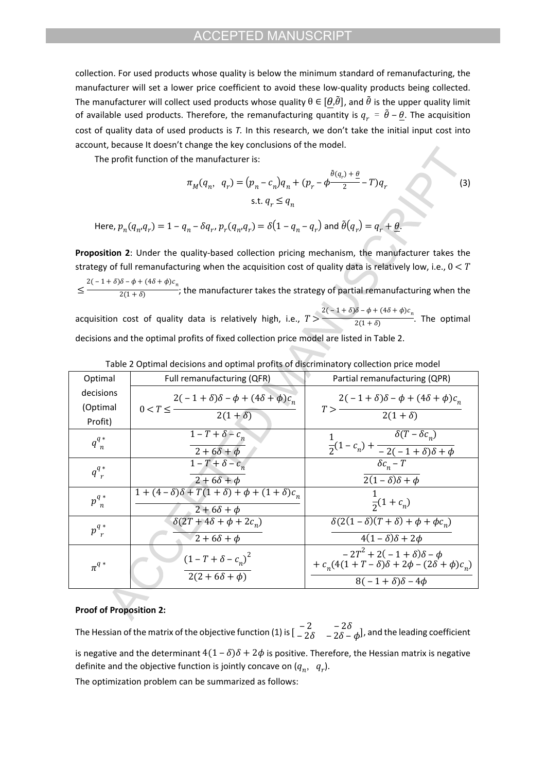collection. For used products whose quality is below the minimum standard of remanufacturing, the manufacturer will set a lower price coefficient to avoid these low-quality products being collected. The manufacturer will collect used products whose quality $\theta \in [\underline{\theta},\tilde{\theta}]$, and $\tilde{\theta}$ is the upper quality limit of available used products. Therefore, the remanufacturing quantity is $q_r = \tilde{\theta} - \underline{\theta}$. The acquisition cost of quality data of used products is *T*. In this research, we don't take the initial input cost into account, because It doesn't change the key conclusions of the model.

The profit function of the manufacturer is:

$$\pi_M(q_n,\ q_r) = (p_n - c_n)q_n + (p_r - \phi\frac{\tilde{\theta}(q_r) + \underline{\theta}}{2} - T)q_r \tag{3}$$
$$\text{s.t. } q_r \leq q_n$$

Here, $p_n(q_n, q_r) = 1 - q_n - \delta q_r$, $p_r(q_n, q_r) = \delta(1 - q_n - q_r)$ and $\tilde{\theta}(q_r) = q_r + \underline{\theta}$.

**Proposition 2**: Under the quality-based collection pricing mechanism, the manufacturer takes the strategy of full remanufacturing when the acquisition cost of quality data is relatively low, i.e., $0 < T \leq \frac{2(-1+\delta)\delta - \phi + (4\delta + \phi)c_n}{2(1+\delta)}$; the manufacturer takes the strategy of partial remanufacturing when the acquisition cost of quality data is relatively high, i.e., $T > \frac{2(-1+\delta)\delta - \phi + (4\delta + \phi)c_n}{2(1+\delta)}$. The optimal decisions and the optimal profits of fixed collection price model are listed in Table 2.

Table 2 Optimal decisions and optimal profits of discriminatory collection price model

| Optimal decisions (Optimal Profit) | Full remanufacturing (QFR) | Partial remanufacturing (QPR) |
|---|---|---|
| | $0 < T \leq \frac{2(-1+\delta)\delta - \phi + (4\delta + \phi)c_n}{2(1+\delta)}$ | $T > \frac{2(-1+\delta)\delta - \phi + (4\delta + \phi)c_n}{2(1+\delta)}$ |
| $q_n^{q*}$ | $\frac{1 - T + \delta - c_n}{2 + 6\delta + \phi}$ | $\frac{1}{2}(1 - c_n) + \frac{\delta(T - \delta c_n)}{-2(-1+\delta)\delta + \phi}$ |
| $q_r^{q*}$ | $\frac{1 - T + \delta - c_n}{2 + 6\delta + \phi}$ | $\frac{\delta c_n - T}{2(1-\delta)\delta + \phi}$ |
| $p_n^{q*}$ | $\frac{1 + (4-\delta)\delta + T(1+\delta) + \phi + (1+\delta)c_n}{2 + 6\delta + \phi}$ | $\frac{1}{2}(1 + c_n)$ |
| $p_r^{q*}$ | $\frac{\delta(2T + 4\delta + \phi + 2c_n)}{2 + 6\delta + \phi}$ | $\frac{\delta(2(1-\delta)(T+\delta) + \phi + \phi c_n)}{4(1-\delta)\delta + 2\phi}$ |
| $\pi^{q*}$ | $\frac{(1 - T + \delta - c_n)^2}{2(2 + 6\delta + \phi)}$ | $\frac{-2T^2 + 2(-1+\delta)\delta - \phi + c_n(4(1 + T - \delta)\delta + 2\phi - (2\delta + \phi)c_n)}{8(-1+\delta)\delta - 4\phi}$ |

**Proof of Proposition 2:**

The Hessian of the matrix of the objective function (1) is $\begin{bmatrix} -2 & -2\delta \\ -2\delta & -2\delta - \phi \end{bmatrix}$, and the leading coefficient is negative and the determinant $4(1-\delta)\delta + 2\phi$ is positive. Therefore, the Hessian matrix is negative definite and the objective function is jointly concave on $(q_n,\ q_r)$.

The optimization problem can be summarized as follows: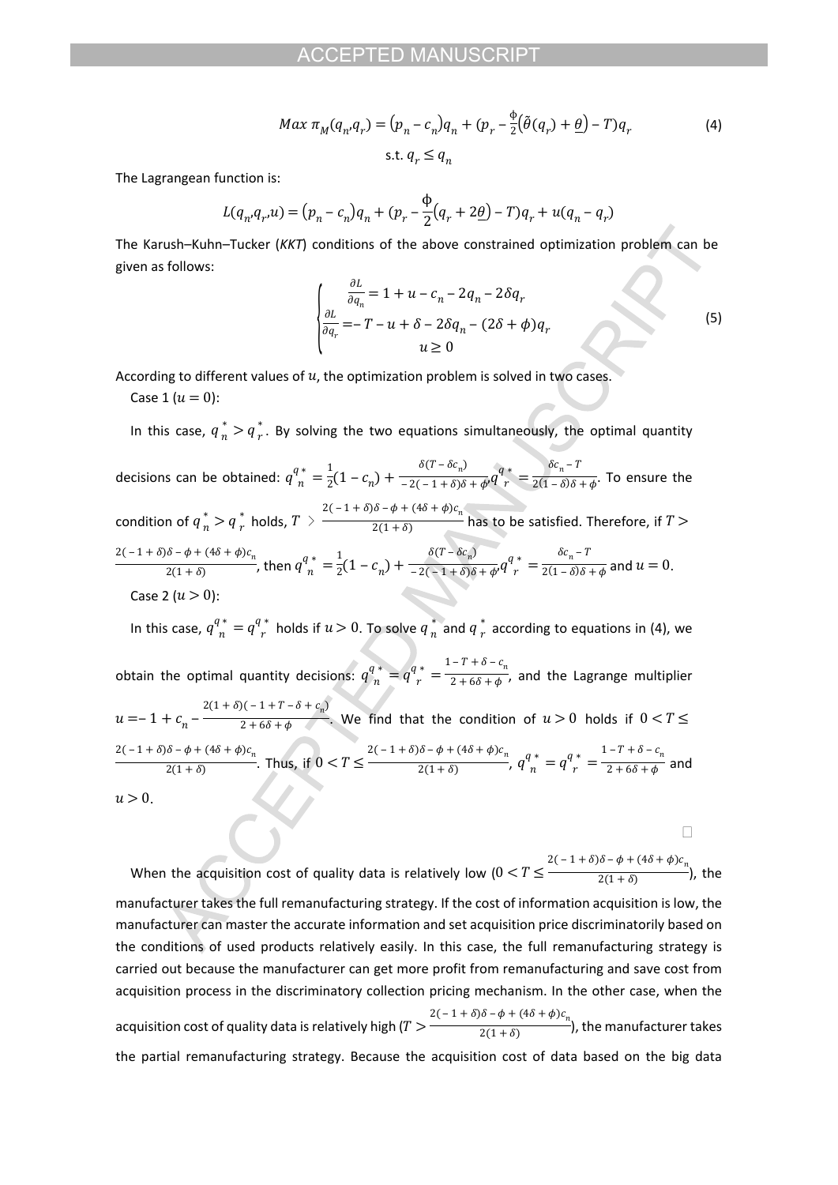$$Max\ \pi_M(q_n,q_r) = (p_n - c_n)q_n + (p_r - \frac{\phi}{2}(\tilde{\theta}(q_r) + \underline{\theta}) - T)q_r \tag{4}$$

$$\text{s.t. } q_r \leq q_n$$

The Lagrangean function is:

$$L(q_n,q_r,u) = (p_n - c_n)q_n + (p_r - \frac{\phi}{2}(q_r + 2\underline{\theta}) - T)q_r + u(q_n - q_r)$$

The Karush–Kuhn–Tucker (*KKT*) conditions of the above constrained optimization problem can be given as follows:

$$\begin{cases} \frac{\partial L}{\partial q_n} = 1 + u - c_n - 2q_n - 2\delta q_r \\ \frac{\partial L}{\partial q_r} = - T - u + \delta - 2\delta q_n - (2\delta + \phi)q_r \\ u \geq 0 \end{cases} \tag{5}$$

According to different values of $u$, the optimization problem is solved in two cases.

Case 1 ($u = 0$):

In this case, $q_n^* > q_r^*$. By solving the two equations simultaneously, the optimal quantity decisions can be obtained: $q_n^{q*} = \frac{1}{2}(1 - c_n) + \frac{\delta(T - \delta c_n)}{-2(-1+\delta)\delta + \phi}$, $q_r^{q*} = \frac{\delta c_n - T}{2(1-\delta)\delta + \phi}$. To ensure the condition of $q_n^* > q_r^*$ holds, $T > \frac{2(-1+\delta)\delta - \phi + (4\delta + \phi)c_n}{2(1+\delta)}$ has to be satisfied. Therefore, if $T > \frac{2(-1+\delta)\delta - \phi + (4\delta + \phi)c_n}{2(1+\delta)}$, then $q_n^{q*} = \frac{1}{2}(1 - c_n) + \frac{\delta(T - \delta c_n)}{-2(-1+\delta)\delta + \phi}$, $q_r^{q*} = \frac{\delta c_n - T}{2(1-\delta)\delta + \phi}$ and $u = 0$.

Case 2 ($u > 0$):

In this case, $q_n^{q*} = q_r^{q*}$ holds if $u > 0$. To solve $q_n^*$ and $q_r^*$ according to equations in (4), we obtain the optimal quantity decisions: $q_n^{q*} = q_r^{q*} = \frac{1 - T + \delta - c_n}{2 + 6\delta + \phi}$, and the Lagrange multiplier $u = -1 + c_n - \frac{2(1+\delta)(-1 + T - \delta + c_n)}{2 + 6\delta + \phi}$. We find that the condition of $u > 0$ holds if $0 < T \leq \frac{2(-1+\delta)\delta - \phi + (4\delta + \phi)c_n}{2(1+\delta)}$. Thus, if $0 < T \leq \frac{2(-1+\delta)\delta - \phi + (4\delta + \phi)c_n}{2(1+\delta)}$, $q_n^{q*} = q_r^{q*} = \frac{1 - T + \delta - c_n}{2 + 6\delta + \phi}$ and $u > 0$.

□

When the acquisition cost of quality data is relatively low ($0 < T \leq \frac{2(-1+\delta)\delta - \phi + (4\delta + \phi)c_n}{2(1+\delta)}$), the manufacturer takes the full remanufacturing strategy. If the cost of information acquisition is low, the manufacturer can master the accurate information and set acquisition price discriminatorily based on the conditions of used products relatively easily. In this case, the full remanufacturing strategy is carried out because the manufacturer can get more profit from remanufacturing and save cost from acquisition process in the discriminatory collection pricing mechanism. In the other case, when the acquisition cost of quality data is relatively high ($T > \frac{2(-1+\delta)\delta - \phi + (4\delta + \phi)c_n}{2(1+\delta)}$), the manufacturer takes the partial remanufacturing strategy. Because the acquisition cost of data based on the big data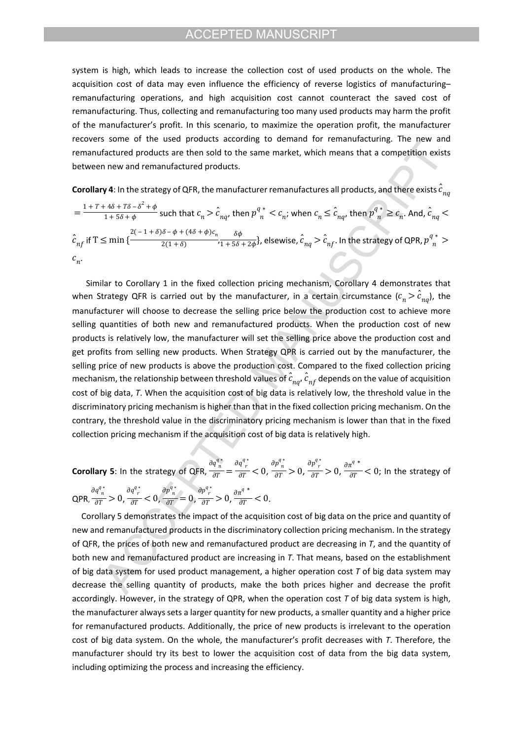system is high, which leads to increase the collection cost of used products on the whole. The acquisition cost of data may even influence the efficiency of reverse logistics of manufacturing–remanufacturing operations, and high acquisition cost cannot counteract the saved cost of remanufacturing. Thus, collecting and remanufacturing too many used products may harm the profit of the manufacturer's profit. In this scenario, to maximize the operation profit, the manufacturer recovers some of the used products according to demand for remanufacturing. The new and remanufactured products are then sold to the same market, which means that a competition exists between new and remanufactured products.

**Corollary 4**: In the strategy of QFR, the manufacturer remanufactures all products, and there exists $\hat{c}_{nq} = \frac{1+T+4\delta+T\delta-\delta^2+\phi}{1+5\delta+\phi}$ such that $c_n > \hat{c}_{nq}$, then ${p^q_n}^* < c_n$; when $c_n \le \hat{c}_{nq}$, then ${p^q_n}^* \ge c_n$. And, $\hat{c}_{nq} < \hat{c}_{nf}$ if $\mathrm{T} \le \min\{\frac{2(-1+\delta)\delta-\phi+(4\delta+\phi)c_n}{2(1+\delta)}, \frac{\delta\phi}{1+5\delta+2\phi}\}$, elsewise, $\hat{c}_{nq} > \hat{c}_{nf}$. In the strategy of QPR, ${p^q_n}^* > c_n$.

Similar to Corollary 1 in the fixed collection pricing mechanism, Corollary 4 demonstrates that when Strategy QFR is carried out by the manufacturer, in a certain circumstance ($c_n > \hat{c}_{nq}$), the manufacturer will choose to decrease the selling price below the production cost to achieve more selling quantities of both new and remanufactured products. When the production cost of new products is relatively low, the manufacturer will set the selling price above the production cost and get profits from selling new products. When Strategy QPR is carried out by the manufacturer, the selling price of new products is above the production cost. Compared to the fixed collection pricing mechanism, the relationship between threshold values of $\hat{c}_{nq}, \hat{c}_{nf}$ depends on the value of acquisition cost of big data, *T*. When the acquisition cost of big data is relatively low, the threshold value in the discriminatory pricing mechanism is higher than that in the fixed collection pricing mechanism. On the contrary, the threshold value in the discriminatory pricing mechanism is lower than that in the fixed collection pricing mechanism if the acquisition cost of big data is relatively high.

**Corollary 5**: In the strategy of QFR, $\frac{\partial {q^q_n}^*}{\partial T} = \frac{\partial {q^q_r}^*}{\partial T} < 0$, $\frac{\partial {p^q_n}^*}{\partial T} > 0$, $\frac{\partial {p^q_r}^*}{\partial T} > 0$, $\frac{\partial {\pi^q}^*}{\partial T} < 0$; In the strategy of QPR, $\frac{\partial {q^q_n}^*}{\partial T} > 0$, $\frac{\partial {q^q_r}^*}{\partial T} < 0$, $\frac{\partial {p^q_n}^*}{\partial T} = 0$, $\frac{\partial {p^q_r}^*}{\partial T} > 0$, $\frac{\partial {\pi^q}^*}{\partial T} < 0$.

Corollary 5 demonstrates the impact of the acquisition cost of big data on the price and quantity of new and remanufactured products in the discriminatory collection pricing mechanism. In the strategy of QFR, the prices of both new and remanufactured product are decreasing in *T*, and the quantity of both new and remanufactured product are increasing in *T*. That means, based on the establishment of big data system for used product management, a higher operation cost *T* of big data system may decrease the selling quantity of products, make the both prices higher and decrease the profit accordingly. However, in the strategy of QPR, when the operation cost *T* of big data system is high, the manufacturer always sets a larger quantity for new products, a smaller quantity and a higher price for remanufactured products. Additionally, the price of new products is irrelevant to the operation cost of big data system. On the whole, the manufacturer's profit decreases with *T*. Therefore, the manufacturer should try its best to lower the acquisition cost of data from the big data system, including optimizing the process and increasing the efficiency.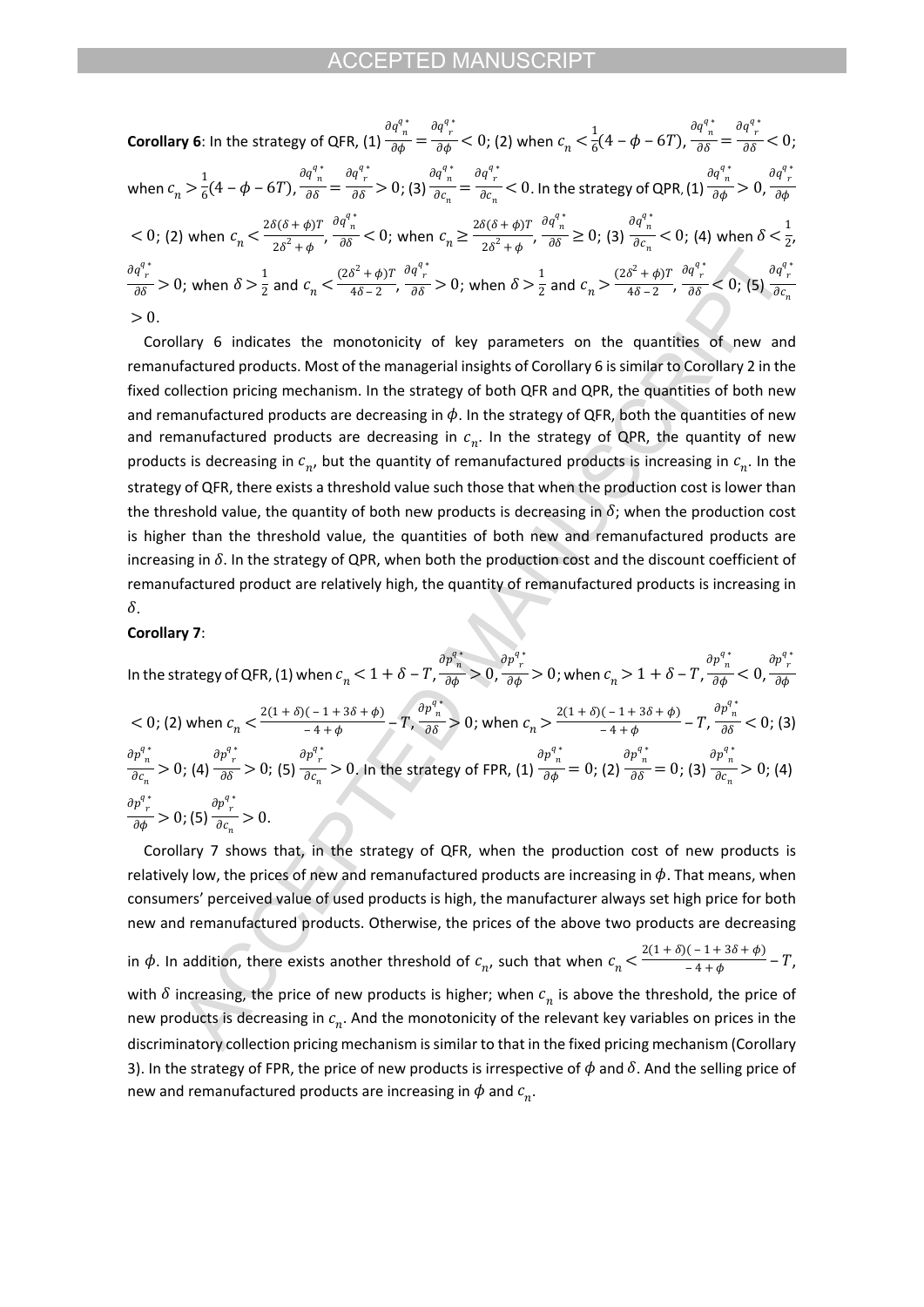**Corollary 6**: In the strategy of QFR, (1) $\frac{\partial q_n^{q^*}}{\partial \phi} = \frac{\partial q_r^{q^*}}{\partial \phi} < 0$; (2) when $c_n < \frac{1}{6}(4 - \phi - 6T)$, $\frac{\partial q_n^{q^*}}{\partial \delta} = \frac{\partial q_r^{q^*}}{\partial \delta} < 0$; when $c_n > \frac{1}{6}(4 - \phi - 6T)$, $\frac{\partial q_n^{q^*}}{\partial \delta} = \frac{\partial q_r^{q^*}}{\partial \delta} > 0$; (3) $\frac{\partial q_n^{q^*}}{\partial c_n} = \frac{\partial q_r^{q^*}}{\partial c_n} < 0$. In the strategy of QPR, (1) $\frac{\partial q_n^{q^*}}{\partial \phi} > 0$, $\frac{\partial q_r^{q^*}}{\partial \phi} < 0$; (2) when $c_n < \frac{2\delta(\delta + \phi)T}{2\delta^2 + \phi}$, $\frac{\partial q_n^{q^*}}{\partial \delta} < 0$; when $c_n \geq \frac{2\delta(\delta + \phi)T}{2\delta^2 + \phi}$, $\frac{\partial q_n^{q^*}}{\partial \delta} \geq 0$; (3) $\frac{\partial q_n^{q^*}}{\partial c_n} < 0$; (4) when $\delta < \frac{1}{2}$, $\frac{\partial q_r^{q^*}}{\partial \delta} > 0$; when $\delta > \frac{1}{2}$ and $c_n < \frac{(2\delta^2 + \phi)T}{4\delta - 2}$, $\frac{\partial q_r^{q^*}}{\partial \delta} > 0$; when $\delta > \frac{1}{2}$ and $c_n > \frac{(2\delta^2 + \phi)T}{4\delta - 2}$, $\frac{\partial q_r^{q^*}}{\partial \delta} < 0$; (5) $\frac{\partial q_r^{q^*}}{\partial c_n} > 0$.

Corollary 6 indicates the monotonicity of key parameters on the quantities of new and remanufactured products. Most of the managerial insights of Corollary 6 is similar to Corollary 2 in the fixed collection pricing mechanism. In the strategy of both QFR and QPR, the quantities of both new and remanufactured products are decreasing in $\phi$. In the strategy of QFR, both the quantities of new and remanufactured products are decreasing in $c_n$. In the strategy of QPR, the quantity of new products is decreasing in $c_n$, but the quantity of remanufactured products is increasing in $c_n$. In the strategy of QFR, there exists a threshold value such those that when the production cost is lower than the threshold value, the quantity of both new products is decreasing in $\delta$; when the production cost is higher than the threshold value, the quantities of both new and remanufactured products are increasing in $\delta$. In the strategy of QPR, when both the production cost and the discount coefficient of remanufactured product are relatively high, the quantity of remanufactured products is increasing in $\delta$.

**Corollary 7**:

In the strategy of QFR, (1) when $c_n < 1 + \delta - T$, $\frac{\partial p_n^{q^*}}{\partial \phi} > 0$, $\frac{\partial p_r^{q^*}}{\partial \phi} > 0$; when $c_n > 1 + \delta - T$, $\frac{\partial p_n^{q^*}}{\partial \phi} < 0$, $\frac{\partial p_r^{q^*}}{\partial \phi} < 0$; (2) when $c_n < \frac{2(1 + \delta)(-1 + 3\delta + \phi)}{-4 + \phi} - T$, $\frac{\partial p_n^{q^*}}{\partial \delta} > 0$; when $c_n > \frac{2(1 + \delta)(-1 + 3\delta + \phi)}{-4 + \phi} - T$, $\frac{\partial p_n^{q^*}}{\partial \delta} < 0$; (3) $\frac{\partial p_n^{q^*}}{\partial c_n} > 0$; (4) $\frac{\partial p_r^{q^*}}{\partial \delta} > 0$; (5) $\frac{\partial p_r^{q^*}}{\partial c_n} > 0$. In the strategy of FPR, (1) $\frac{\partial p_n^{q^*}}{\partial \phi} = 0$; (2) $\frac{\partial p_n^{q^*}}{\partial \delta} = 0$; (3) $\frac{\partial p_n^{q^*}}{\partial c_n} > 0$; (4) $\frac{\partial p_r^{q^*}}{\partial \phi} > 0$; (5) $\frac{\partial p_r^{q^*}}{\partial c_n} > 0$.

Corollary 7 shows that, in the strategy of QFR, when the production cost of new products is relatively low, the prices of new and remanufactured products are increasing in $\phi$. That means, when consumers' perceived value of used products is high, the manufacturer always set high price for both new and remanufactured products. Otherwise, the prices of the above two products are decreasing in $\phi$. In addition, there exists another threshold of $c_n$, such that when $c_n < \frac{2(1 + \delta)(-1 + 3\delta + \phi)}{-4 + \phi} - T$, with $\delta$ increasing, the price of new products is higher; when $c_n$ is above the threshold, the price of new products is decreasing in $c_n$. And the monotonicity of the relevant key variables on prices in the discriminatory collection pricing mechanism is similar to that in the fixed pricing mechanism (Corollary 3). In the strategy of FPR, the price of new products is irrespective of $\phi$ and $\delta$. And the selling price of new and remanufactured products are increasing in $\phi$ and $c_n$.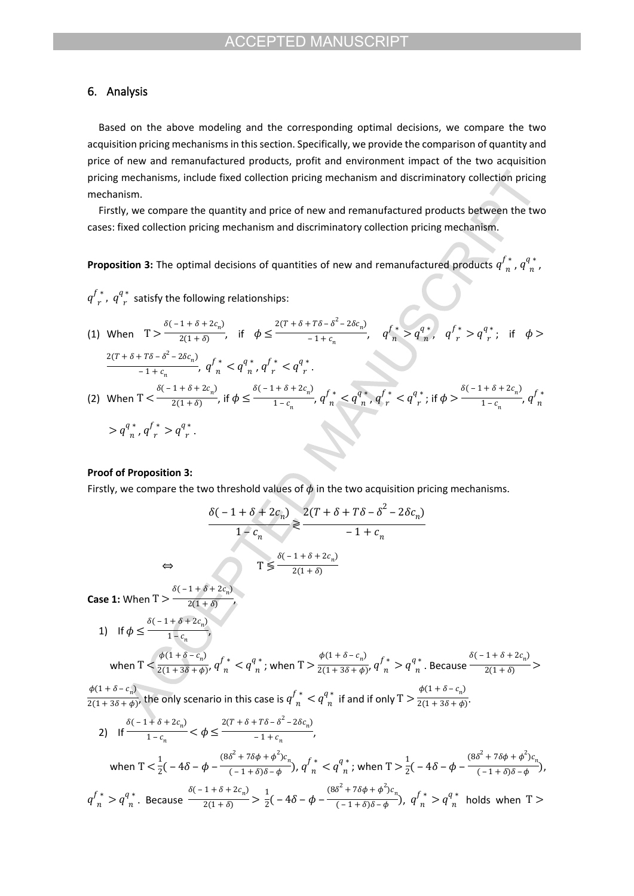## 6. Analysis

Based on the above modeling and the corresponding optimal decisions, we compare the two acquisition pricing mechanisms in this section. Specifically, we provide the comparison of quantity and price of new and remanufactured products, profit and environment impact of the two acquisition pricing mechanisms, include fixed collection pricing mechanism and discriminatory collection pricing mechanism.

Firstly, we compare the quantity and price of new and remanufactured products between the two cases: fixed collection pricing mechanism and discriminatory collection pricing mechanism.

**Proposition 3:** The optimal decisions of quantities of new and remanufactured products $q_n^{f*}$, $q_n^{q*}$, $q_r^{f*}$, $q_r^{q*}$ satisfy the following relationships:

(1) When $T > \frac{\delta(-1+\delta+2c_n)}{2(1+\delta)}$, if $\phi \le \frac{2(T+\delta+T\delta-\delta^2-2\delta c_n)}{-1+c_n}$, $q_n^{f*} > q_n^{q*}$, $q_r^{f*} > q_r^{q*}$; if $\phi > \frac{2(T+\delta+T\delta-\delta^2-2\delta c_n)}{-1+c_n}$, $q_n^{f*} < q_n^{q*}$, $q_r^{f*} < q_r^{q*}$.

(2) When $T < \frac{\delta(-1+\delta+2c_n)}{2(1+\delta)}$, if $\phi \le \frac{\delta(-1+\delta+2c_n)}{1-c_n}$, $q_n^{f*} < q_n^{q*}$, $q_r^{f*} < q_r^{q*}$; if $\phi > \frac{\delta(-1+\delta+2c_n)}{1-c_n}$, $q_n^{f*} > q_n^{q*}$, $q_r^{f*} > q_r^{q*}$.

**Proof of Proposition 3:**

Firstly, we compare the two threshold values of $\phi$ in the two acquisition pricing mechanisms.

$$\frac{\delta(-1+\delta+2c_n)}{1-c_n} \gtrless \frac{2(T+\delta+T\delta-\delta^2-2\delta c_n)}{-1+c_n}$$

$$\Leftrightarrow \qquad T \lessgtr \frac{\delta(-1+\delta+2c_n)}{2(1+\delta)}$$

**Case 1:** When $T > \frac{\delta(-1+\delta+2c_n)}{2(1+\delta)}$,

1) If $\phi \le \frac{\delta(-1+\delta+2c_n)}{1-c_n}$,

when $T < \frac{\phi(1+\delta-c_n)}{2(1+3\delta+\phi)}$, $q_n^{f*} < q_n^{q*}$; when $T > \frac{\phi(1+\delta-c_n)}{2(1+3\delta+\phi)}$, $q_n^{f*} > q_n^{q*}$. Because $\frac{\delta(-1+\delta+2c_n)}{2(1+\delta)} > \frac{\phi(1+\delta-c_n)}{2(1+3\delta+\phi)}$, the only scenario in this case is $q_n^{f*} < q_n^{q*}$ if and only if $T > \frac{\phi(1+\delta-c_n)}{2(1+3\delta+\phi)}$.

2) If $\frac{\delta(-1+\delta+2c_n)}{1-c_n} < \phi \le \frac{2(T+\delta+T\delta-\delta^2-2\delta c_n)}{-1+c_n}$,

when $T < \frac{1}{2}(-4\delta-\phi-\frac{(8\delta^2+7\delta\phi+\phi^2)c_n}{(-1+\delta)\delta-\phi})$, $q_n^{f*} < q_n^{q*}$; when $T > \frac{1}{2}(-4\delta-\phi-\frac{(8\delta^2+7\delta\phi+\phi^2)c_n}{(-1+\delta)\delta-\phi})$, $q_n^{f*} > q_n^{q*}$. Because $\frac{\delta(-1+\delta+2c_n)}{2(1+\delta)} > \frac{1}{2}(-4\delta-\phi-\frac{(8\delta^2+7\delta\phi+\phi^2)c_n}{(-1+\delta)\delta-\phi})$, $q_n^{f*} > q_n^{q*}$ holds when $T >$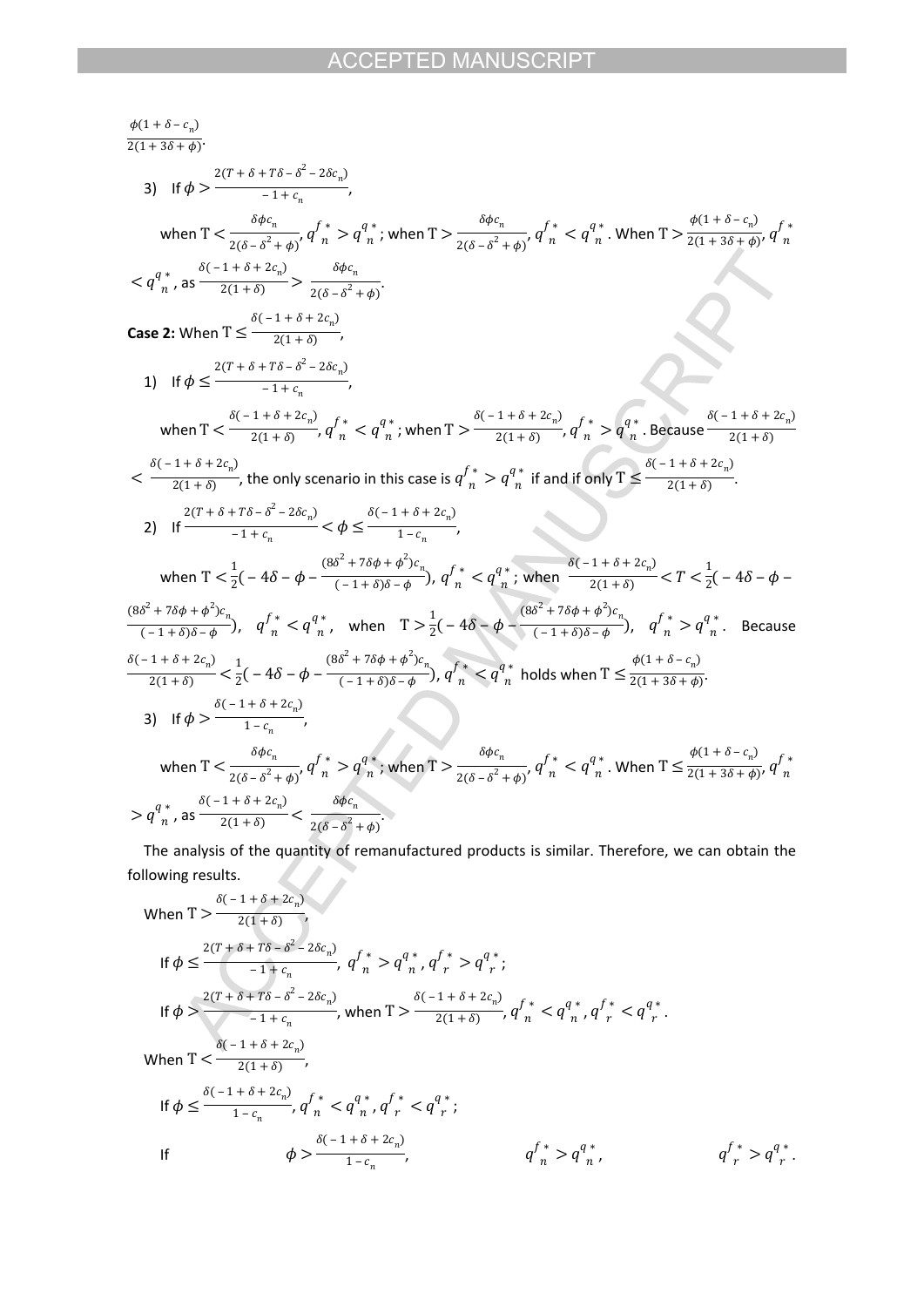$\frac{\phi(1+\delta-c_n)}{2(1+3\delta+\phi)}$.

3) If $\phi > \frac{2(T+\delta+T\delta-\delta^2-2\delta c_n)}{-1+c_n}$,

when $T < \frac{\delta\phi c_n}{2(\delta-\delta^2+\phi)}$, $q^{f*}_n > q^{q*}_n$; when $T > \frac{\delta\phi c_n}{2(\delta-\delta^2+\phi)}$, $q^{f*}_n < q^{q*}_n$. When $T > \frac{\phi(1+\delta-c_n)}{2(1+3\delta+\phi)}$, $q^{f*}_n < q^{q*}_n$, as $\frac{\delta(-1+\delta+2c_n)}{2(1+\delta)} > \frac{\delta\phi c_n}{2(\delta-\delta^2+\phi)}$.

**Case 2:** When $T \le \frac{\delta(-1+\delta+2c_n)}{2(1+\delta)}$,

1) If $\phi \le \frac{2(T+\delta+T\delta-\delta^2-2\delta c_n)}{-1+c_n}$,

when $T < \frac{\delta(-1+\delta+2c_n)}{2(1+\delta)}$, $q^{f*}_n < q^{q*}_n$; when $T > \frac{\delta(-1+\delta+2c_n)}{2(1+\delta)}$, $q^{f*}_n > q^{q*}_n$. Because $\frac{\delta(-1+\delta+2c_n)}{2(1+\delta)} < \frac{\delta(-1+\delta+2c_n)}{2(1+\delta)}$, the only scenario in this case is $q^{f*}_n > q^{q*}_n$ if and if only $T \le \frac{\delta(-1+\delta+2c_n)}{2(1+\delta)}$.

2) If $\frac{2(T+\delta+T\delta-\delta^2-2\delta c_n)}{-1+c_n} < \phi \le \frac{\delta(-1+\delta+2c_n)}{1-c_n}$,

when $T < \frac{1}{2}(-4\delta-\phi-\frac{(8\delta^2+7\delta\phi+\phi^2)c_n}{(-1+\delta)\delta-\phi})$, $q^{f*}_n < q^{q*}_n$; when $\frac{\delta(-1+\delta+2c_n)}{2(1+\delta)} < T < \frac{1}{2}(-4\delta-\phi-\frac{(8\delta^2+7\delta\phi+\phi^2)c_n}{(-1+\delta)\delta-\phi})$, $q^{f*}_n < q^{q*}_n$, when $T > \frac{1}{2}(-4\delta-\phi-\frac{(8\delta^2+7\delta\phi+\phi^2)c_n}{(-1+\delta)\delta-\phi})$, $q^{f*}_n > q^{q*}_n$. Because $\frac{\delta(-1+\delta+2c_n)}{2(1+\delta)} < \frac{1}{2}(-4\delta-\phi-\frac{(8\delta^2+7\delta\phi+\phi^2)c_n}{(-1+\delta)\delta-\phi})$, $q^{f*}_n < q^{q*}_n$ holds when $T \le \frac{\phi(1+\delta-c_n)}{2(1+3\delta+\phi)}$.

3) If $\phi > \frac{\delta(-1+\delta+2c_n)}{1-c_n}$,

when $T < \frac{\delta\phi c_n}{2(\delta-\delta^2+\phi)}$, $q^{f*}_n > q^{q*}_n$; when $T > \frac{\delta\phi c_n}{2(\delta-\delta^2+\phi)}$, $q^{f*}_n < q^{q*}_n$. When $T \le \frac{\phi(1+\delta-c_n)}{2(1+3\delta+\phi)}$, $q^{f*}_n > q^{q*}_n$, as $\frac{\delta(-1+\delta+2c_n)}{2(1+\delta)} < \frac{\delta\phi c_n}{2(\delta-\delta^2+\phi)}$.

The analysis of the quantity of remanufactured products is similar. Therefore, we can obtain the following results.

When $T > \frac{\delta(-1+\delta+2c_n)}{2(1+\delta)}$,

If $\phi \le \frac{2(T+\delta+T\delta-\delta^2-2\delta c_n)}{-1+c_n}$, $q^{f*}_n > q^{q*}_n$, $q^{f*}_r > q^{q*}_r$;

If $\phi > \frac{2(T+\delta+T\delta-\delta^2-2\delta c_n)}{-1+c_n}$, when $T > \frac{\delta(-1+\delta+2c_n)}{2(1+\delta)}$, $q^{f*}_n < q^{q*}_n$, $q^{f*}_r < q^{q*}_r$.

When $T < \frac{\delta(-1+\delta+2c_n)}{2(1+\delta)}$,

If $\phi \le \frac{\delta(-1+\delta+2c_n)}{1-c_n}$, $q^{f*}_n < q^{q*}_n$, $q^{f*}_r < q^{q*}_r$;

If $\phi > \frac{\delta(-1+\delta+2c_n)}{1-c_n}$, $q^{f*}_n > q^{q*}_n$, $q^{f*}_r > q^{q*}_r$.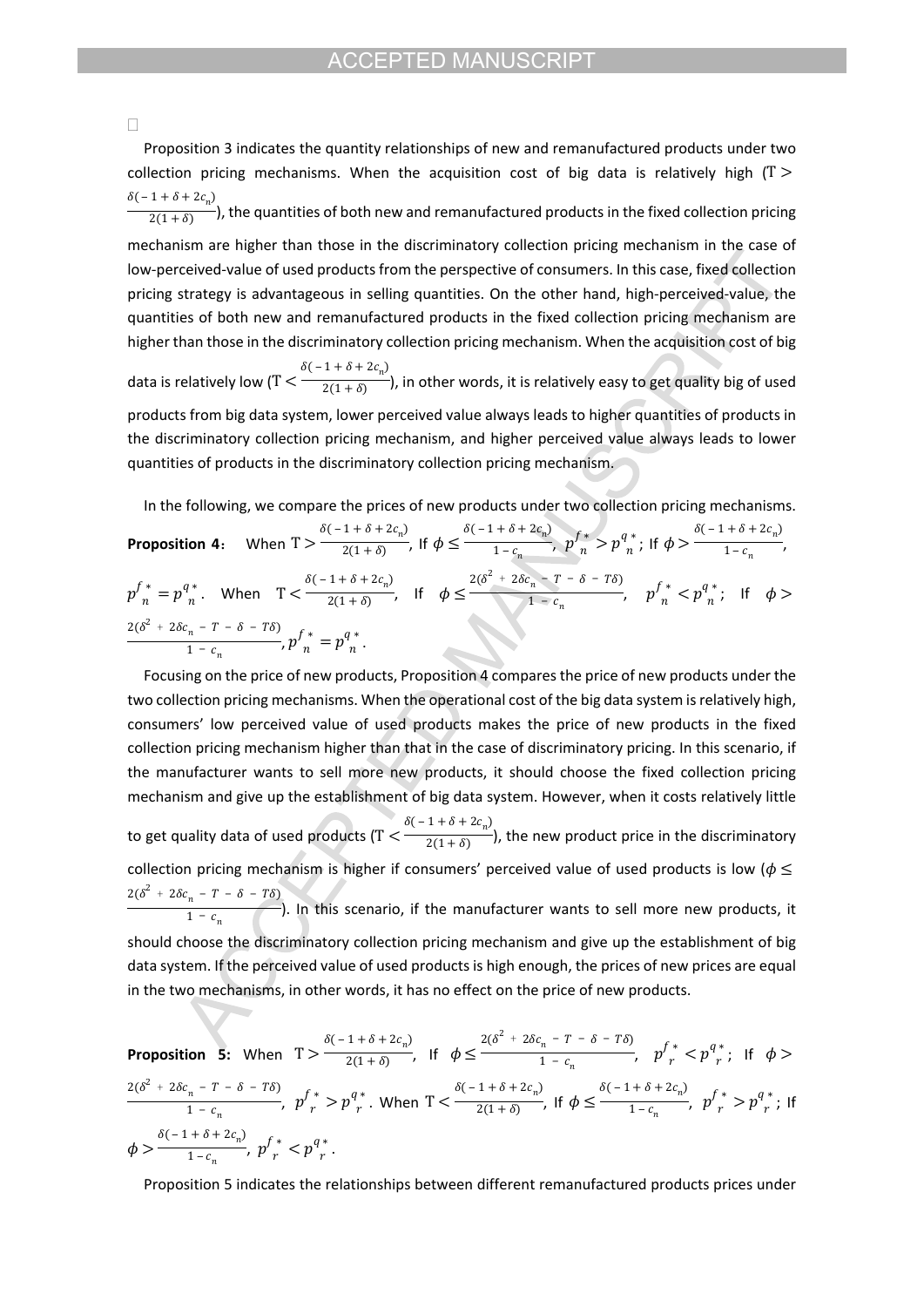Proposition 3 indicates the quantity relationships of new and remanufactured products under two collection pricing mechanisms. When the acquisition cost of big data is relatively high ($T > \frac{\delta(-1+\delta+2c_n)}{2(1+\delta)}$), the quantities of both new and remanufactured products in the fixed collection pricing mechanism are higher than those in the discriminatory collection pricing mechanism in the case of low-perceived-value of used products from the perspective of consumers. In this case, fixed collection pricing strategy is advantageous in selling quantities. On the other hand, high-perceived-value, the quantities of both new and remanufactured products in the fixed collection pricing mechanism are higher than those in the discriminatory collection pricing mechanism. When the acquisition cost of big data is relatively low ($T < \frac{\delta(-1+\delta+2c_n)}{2(1+\delta)}$), in other words, it is relatively easy to get quality big of used products from big data system, lower perceived value always leads to higher quantities of products in the discriminatory collection pricing mechanism, and higher perceived value always leads to lower quantities of products in the discriminatory collection pricing mechanism.

In the following, we compare the prices of new products under two collection pricing mechanisms.

**Proposition 4**: When $T > \frac{\delta(-1+\delta+2c_n)}{2(1+\delta)}$, If $\phi \le \frac{\delta(-1+\delta+2c_n)}{1-c_n}$, $p_n^{f*} > p_n^{q*}$; If $\phi > \frac{\delta(-1+\delta+2c_n)}{1-c_n}$, $p_n^{f*} = p_n^{q*}$. When $T < \frac{\delta(-1+\delta+2c_n)}{2(1+\delta)}$, If $\phi \le \frac{2(\delta^2+2\delta c_n - T - \delta - T\delta)}{1-c_n}$, $p_n^{f*} < p_n^{q*}$; If $\phi > \frac{2(\delta^2+2\delta c_n - T - \delta - T\delta)}{1-c_n}$, $p_n^{f*} = p_n^{q*}$.

Focusing on the price of new products, Proposition 4 compares the price of new products under the two collection pricing mechanisms. When the operational cost of the big data system is relatively high, consumers' low perceived value of used products makes the price of new products in the fixed collection pricing mechanism higher than that in the case of discriminatory pricing. In this scenario, if the manufacturer wants to sell more new products, it should choose the fixed collection pricing mechanism and give up the establishment of big data system. However, when it costs relatively little to get quality data of used products ($T < \frac{\delta(-1+\delta+2c_n)}{2(1+\delta)}$), the new product price in the discriminatory collection pricing mechanism is higher if consumers' perceived value of used products is low ($\phi \le \frac{2(\delta^2+2\delta c_n - T - \delta - T\delta)}{1-c_n}$). In this scenario, if the manufacturer wants to sell more new products, it should choose the discriminatory collection pricing mechanism and give up the establishment of big data system. If the perceived value of used products is high enough, the prices of new prices are equal in the two mechanisms, in other words, it has no effect on the price of new products.

**Proposition 5:** When $T > \frac{\delta(-1+\delta+2c_n)}{2(1+\delta)}$, If $\phi \le \frac{2(\delta^2+2\delta c_n - T - \delta - T\delta)}{1-c_n}$, $p_r^{f*} < p_r^{q*}$; If $\phi > \frac{2(\delta^2+2\delta c_n - T - \delta - T\delta)}{1-c_n}$, $p_r^{f*} > p_r^{q*}$. When $T < \frac{\delta(-1+\delta+2c_n)}{2(1+\delta)}$, If $\phi \le \frac{\delta(-1+\delta+2c_n)}{1-c_n}$, $p_r^{f*} > p_r^{q*}$; If $\phi > \frac{\delta(-1+\delta+2c_n)}{1-c_n}$, $p_r^{f*} < p_r^{q*}$.

Proposition 5 indicates the relationships between different remanufactured products prices under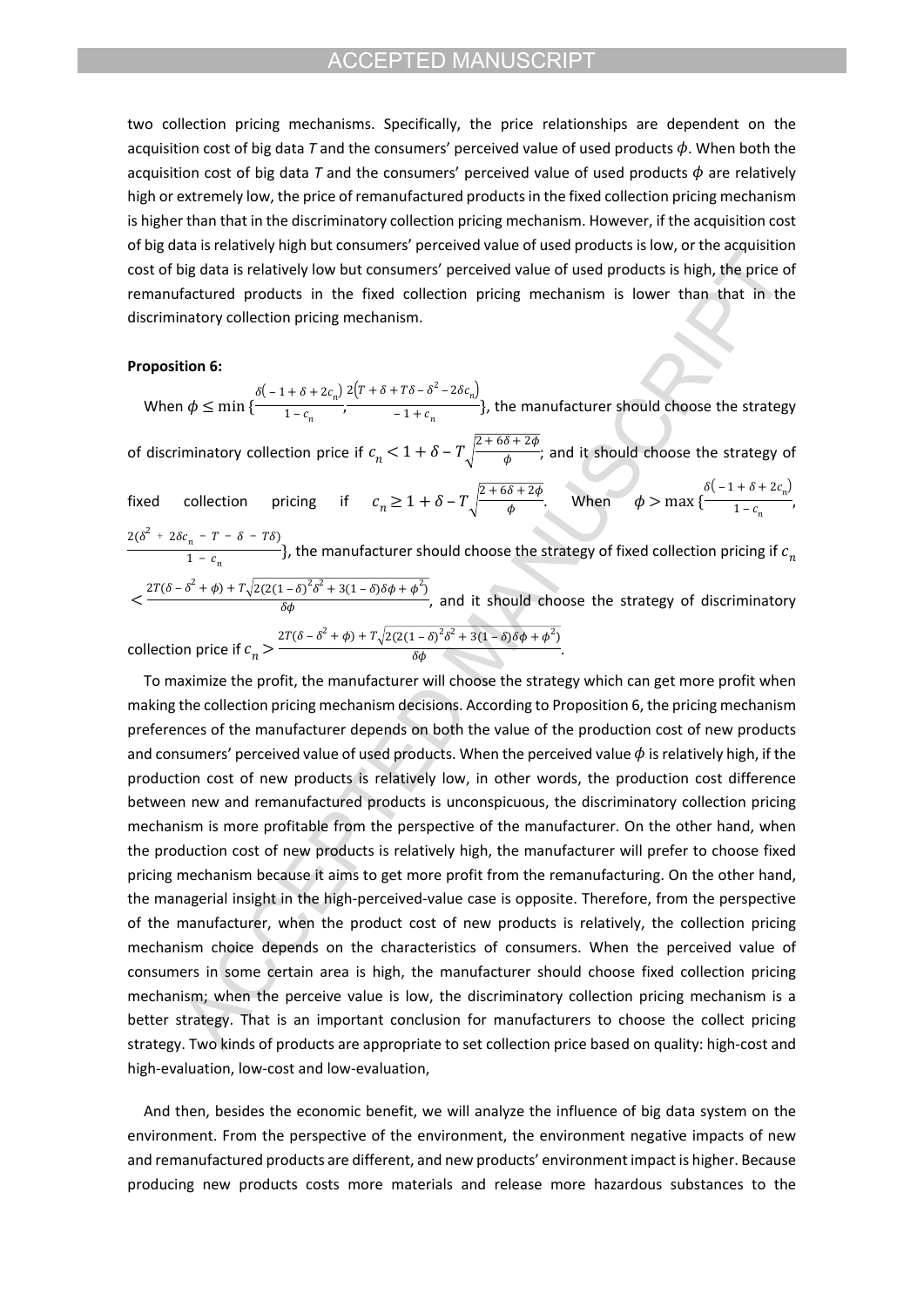two collection pricing mechanisms. Specifically, the price relationships are dependent on the acquisition cost of big data $T$ and the consumers' perceived value of used products $\phi$. When both the acquisition cost of big data $T$ and the consumers' perceived value of used products $\phi$ are relatively high or extremely low, the price of remanufactured products in the fixed collection pricing mechanism is higher than that in the discriminatory collection pricing mechanism. However, if the acquisition cost of big data is relatively high but consumers' perceived value of used products is low, or the acquisition cost of big data is relatively low but consumers' perceived value of used products is high, the price of remanufactured products in the fixed collection pricing mechanism is lower than that in the discriminatory collection pricing mechanism.

**Proposition 6:**

When $\phi \leq \min\{\frac{\delta(-1+\delta+2c_n)}{1-c_n}, \frac{2(T+\delta+T\delta-\delta^2-2\delta c_n)}{-1+c_n}\}$, the manufacturer should choose the strategy of discriminatory collection price if $c_n < 1+\delta-T\sqrt{\frac{2+6\delta+2\phi}{\phi}}$; and it should choose the strategy of fixed collection pricing if $c_n \geq 1+\delta-T\sqrt{\frac{2+6\delta+2\phi}{\phi}}$. When $\phi > \max\{\frac{\delta(-1+\delta+2c_n)}{1-c_n}, \frac{2(\delta^2+2\delta c_n-T-\delta-T\delta)}{1-c_n}\}$, the manufacturer should choose the strategy of fixed collection pricing if $c_n < \frac{2T(\delta-\delta^2+\phi)+T\sqrt{2(2(1-\delta)^2\delta^2+3(1-\delta)\delta\phi+\phi^2)}}{\delta\phi}$, and it should choose the strategy of discriminatory collection price if $c_n > \frac{2T(\delta-\delta^2+\phi)+T\sqrt{2(2(1-\delta)^2\delta^2+3(1-\delta)\delta\phi+\phi^2)}}{\delta\phi}$.

To maximize the profit, the manufacturer will choose the strategy which can get more profit when making the collection pricing mechanism decisions. According to Proposition 6, the pricing mechanism preferences of the manufacturer depends on both the value of the production cost of new products and consumers' perceived value of used products. When the perceived value $\phi$ is relatively high, if the production cost of new products is relatively low, in other words, the production cost difference between new and remanufactured products is unconspicuous, the discriminatory collection pricing mechanism is more profitable from the perspective of the manufacturer. On the other hand, when the production cost of new products is relatively high, the manufacturer will prefer to choose fixed pricing mechanism because it aims to get more profit from the remanufacturing. On the other hand, the managerial insight in the high-perceived-value case is opposite. Therefore, from the perspective of the manufacturer, when the product cost of new products is relatively, the collection pricing mechanism choice depends on the characteristics of consumers. When the perceived value of consumers in some certain area is high, the manufacturer should choose fixed collection pricing mechanism; when the perceive value is low, the discriminatory collection pricing mechanism is a better strategy. That is an important conclusion for manufacturers to choose the collect pricing strategy. Two kinds of products are appropriate to set collection price based on quality: high-cost and high-evaluation, low-cost and low-evaluation,

And then, besides the economic benefit, we will analyze the influence of big data system on the environment. From the perspective of the environment, the environment negative impacts of new and remanufactured products are different, and new products' environment impact is higher. Because producing new products costs more materials and release more hazardous substances to the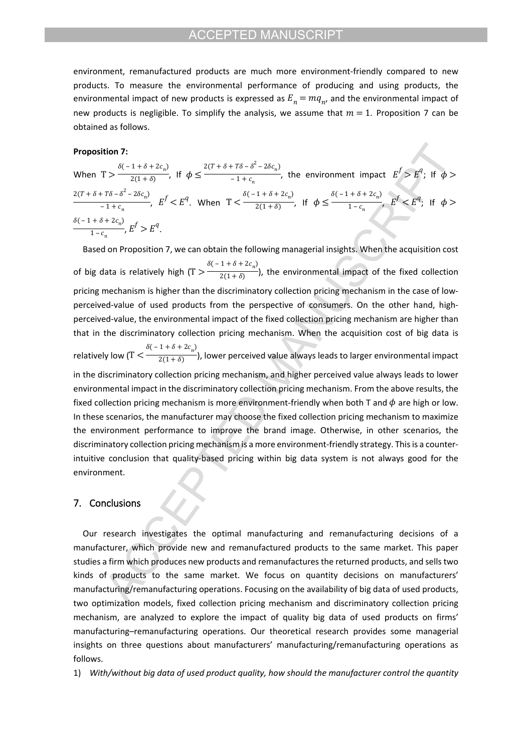environment, remanufactured products are much more environment-friendly compared to new products. To measure the environmental performance of producing and using products, the environmental impact of new products is expressed as $E_n = mq_n$, and the environmental impact of new products is negligible. To simplify the analysis, we assume that $m = 1$. Proposition 7 can be obtained as follows.

**Proposition 7:**

When $T > \frac{\delta(-1+\delta+2c_n)}{2(1+\delta)}$, If $\phi \leq \frac{2(T+\delta+T\delta-\delta^2-2\delta c_n)}{-1+c_n}$, the environment impact $E^f > E^q$; If $\phi > \frac{2(T+\delta+T\delta-\delta^2-2\delta c_n)}{-1+c_n}$, $E^f < E^q$. When $T < \frac{\delta(-1+\delta+2c_n)}{2(1+\delta)}$, If $\phi \leq \frac{\delta(-1+\delta+2c_n)}{1-c_n}$, $E^f < E^q$; If $\phi > \frac{\delta(-1+\delta+2c_n)}{1-c_n}$, $E^f > E^q$.

Based on Proposition 7, we can obtain the following managerial insights. When the acquisition cost of big data is relatively high ($T > \frac{\delta(-1+\delta+2c_n)}{2(1+\delta)}$), the environmental impact of the fixed collection pricing mechanism is higher than the discriminatory collection pricing mechanism in the case of low-perceived-value of used products from the perspective of consumers. On the other hand, high-perceived-value, the environmental impact of the fixed collection pricing mechanism are higher than that in the discriminatory collection pricing mechanism. When the acquisition cost of big data is relatively low ($T < \frac{\delta(-1+\delta+2c_n)}{2(1+\delta)}$), lower perceived value always leads to larger environmental impact in the discriminatory collection pricing mechanism, and higher perceived value always leads to lower environmental impact in the discriminatory collection pricing mechanism. From the above results, the fixed collection pricing mechanism is more environment-friendly when both T and $\phi$ are high or low. In these scenarios, the manufacturer may choose the fixed collection pricing mechanism to maximize the environment performance to improve the brand image. Otherwise, in other scenarios, the discriminatory collection pricing mechanism is a more environment-friendly strategy. This is a counter-intuitive conclusion that quality-based pricing within big data system is not always good for the environment.

## 7. Conclusions

Our research investigates the optimal manufacturing and remanufacturing decisions of a manufacturer, which provide new and remanufactured products to the same market. This paper studies a firm which produces new products and remanufactures the returned products, and sells two kinds of products to the same market. We focus on quantity decisions on manufacturers' manufacturing/remanufacturing operations. Focusing on the availability of big data of used products, two optimization models, fixed collection pricing mechanism and discriminatory collection pricing mechanism, are analyzed to explore the impact of quality big data of used products on firms' manufacturing–remanufacturing operations. Our theoretical research provides some managerial insights on three questions about manufacturers' manufacturing/remanufacturing operations as follows.

1) *With/without big data of used product quality, how should the manufacturer control the quantity*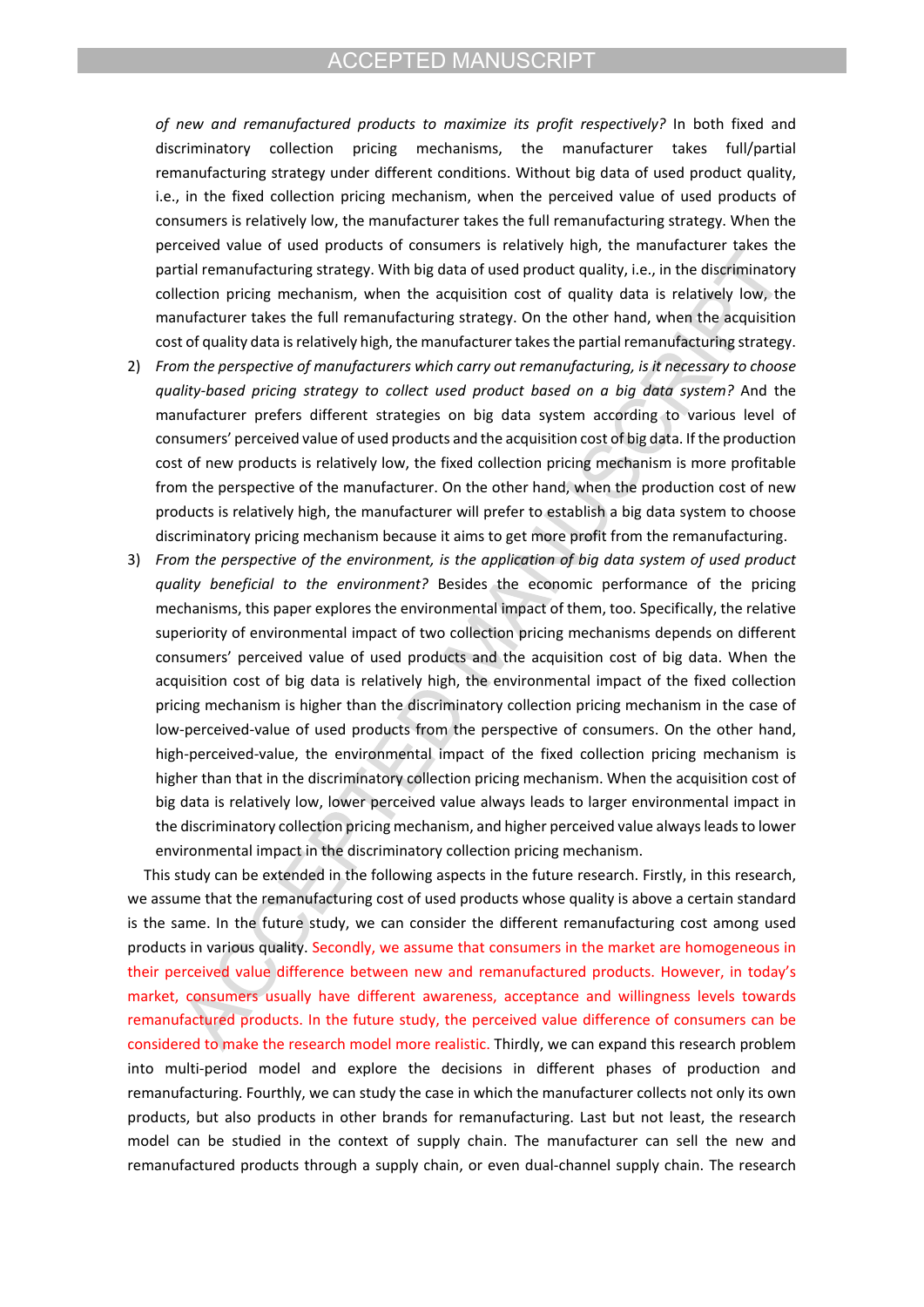*of new and remanufactured products to maximize its profit respectively?* In both fixed and discriminatory collection pricing mechanisms, the manufacturer takes full/partial remanufacturing strategy under different conditions. Without big data of used product quality, i.e., in the fixed collection pricing mechanism, when the perceived value of used products of consumers is relatively low, the manufacturer takes the full remanufacturing strategy. When the perceived value of used products of consumers is relatively high, the manufacturer takes the partial remanufacturing strategy. With big data of used product quality, i.e., in the discriminatory collection pricing mechanism, when the acquisition cost of quality data is relatively low, the manufacturer takes the full remanufacturing strategy. On the other hand, when the acquisition cost of quality data is relatively high, the manufacturer takes the partial remanufacturing strategy.

2) *From the perspective of manufacturers which carry out remanufacturing, is it necessary to choose quality-based pricing strategy to collect used product based on a big data system?* And the manufacturer prefers different strategies on big data system according to various level of consumers' perceived value of used products and the acquisition cost of big data. If the production cost of new products is relatively low, the fixed collection pricing mechanism is more profitable from the perspective of the manufacturer. On the other hand, when the production cost of new products is relatively high, the manufacturer will prefer to establish a big data system to choose discriminatory pricing mechanism because it aims to get more profit from the remanufacturing.
3) *From the perspective of the environment, is the application of big data system of used product quality beneficial to the environment?* Besides the economic performance of the pricing mechanisms, this paper explores the environmental impact of them, too. Specifically, the relative superiority of environmental impact of two collection pricing mechanisms depends on different consumers' perceived value of used products and the acquisition cost of big data. When the acquisition cost of big data is relatively high, the environmental impact of the fixed collection pricing mechanism is higher than the discriminatory collection pricing mechanism in the case of low-perceived-value of used products from the perspective of consumers. On the other hand, high-perceived-value, the environmental impact of the fixed collection pricing mechanism is higher than that in the discriminatory collection pricing mechanism. When the acquisition cost of big data is relatively low, lower perceived value always leads to larger environmental impact in the discriminatory collection pricing mechanism, and higher perceived value always leads to lower environmental impact in the discriminatory collection pricing mechanism.

This study can be extended in the following aspects in the future research. Firstly, in this research, we assume that the remanufacturing cost of used products whose quality is above a certain standard is the same. In the future study, we can consider the different remanufacturing cost among used products in various quality. Secondly, we assume that consumers in the market are homogeneous in their perceived value difference between new and remanufactured products. However, in today's market, consumers usually have different awareness, acceptance and willingness levels towards remanufactured products. In the future study, the perceived value difference of consumers can be considered to make the research model more realistic. Thirdly, we can expand this research problem into multi-period model and explore the decisions in different phases of production and remanufacturing. Fourthly, we can study the case in which the manufacturer collects not only its own products, but also products in other brands for remanufacturing. Last but not least, the research model can be studied in the context of supply chain. The manufacturer can sell the new and remanufactured products through a supply chain, or even dual-channel supply chain. The research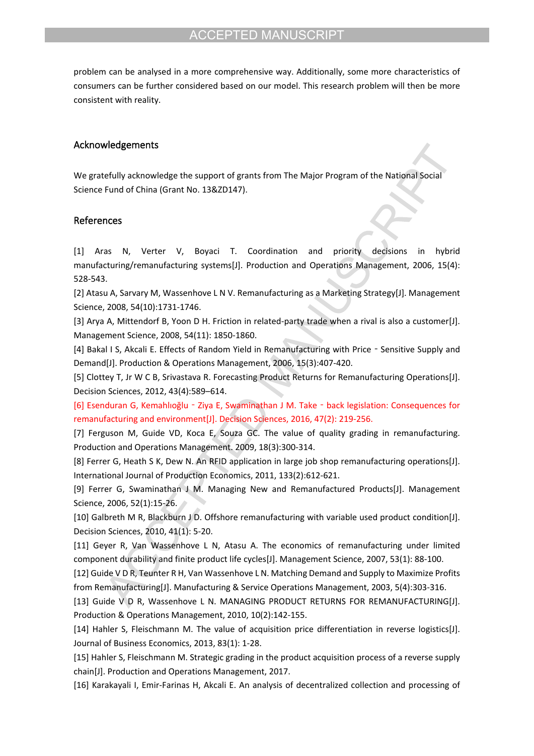problem can be analysed in a more comprehensive way. Additionally, some more characteristics of consumers can be further considered based on our model. This research problem will then be more consistent with reality.

## Acknowledgements

We gratefully acknowledge the support of grants from The Major Program of the National Social Science Fund of China (Grant No. 13&ZD147).

## References

[1] Aras N, Verter V, Boyaci T. Coordination and priority decisions in hybrid manufacturing/remanufacturing systems[J]. Production and Operations Management, 2006, 15(4): 528-543.

[2] Atasu A, Sarvary M, Wassenhove L N V. Remanufacturing as a Marketing Strategy[J]. Management Science, 2008, 54(10):1731-1746.

[3] Arya A, Mittendorf B, Yoon D H. Friction in related-party trade when a rival is also a customer[J]. Management Science, 2008, 54(11): 1850-1860.

[4] Bakal I S, Akcali E. Effects of Random Yield in Remanufacturing with Price‐Sensitive Supply and Demand[J]. Production & Operations Management, 2006, 15(3):407-420.

[5] Clottey T, Jr W C B, Srivastava R. Forecasting Product Returns for Remanufacturing Operations[J]. Decision Sciences, 2012, 43(4):589–614.

[6] Esenduran G, Kemahlıoğlu‐Ziya E, Swaminathan J M. Take‐back legislation: Consequences for remanufacturing and environment[J]. Decision Sciences, 2016, 47(2): 219-256.

[7] Ferguson M, Guide VD, Koca E, Souza GC. The value of quality grading in remanufacturing. Production and Operations Management. 2009, 18(3):300-314.

[8] Ferrer G, Heath S K, Dew N. An RFID application in large job shop remanufacturing operations[J]. International Journal of Production Economics, 2011, 133(2):612-621.

[9] Ferrer G, Swaminathan J M. Managing New and Remanufactured Products[J]. Management Science, 2006, 52(1):15-26.

[10] Galbreth M R, Blackburn J D. Offshore remanufacturing with variable used product condition[J]. Decision Sciences, 2010, 41(1): 5-20.

[11] Geyer R, Van Wassenhove L N, Atasu A. The economics of remanufacturing under limited component durability and finite product life cycles[J]. Management Science, 2007, 53(1): 88-100.

[12] Guide V D R, Teunter R H, Van Wassenhove L N. Matching Demand and Supply to Maximize Profits from Remanufacturing[J]. Manufacturing & Service Operations Management, 2003, 5(4):303-316.

[13] Guide V D R, Wassenhove L N. MANAGING PRODUCT RETURNS FOR REMANUFACTURING[J]. Production & Operations Management, 2010, 10(2):142-155.

[14] Hahler S, Fleischmann M. The value of acquisition price differentiation in reverse logistics[J]. Journal of Business Economics, 2013, 83(1): 1-28.

[15] Hahler S, Fleischmann M. Strategic grading in the product acquisition process of a reverse supply chain[J]. Production and Operations Management, 2017.

[16] Karakayali I, Emir-Farinas H, Akcali E. An analysis of decentralized collection and processing of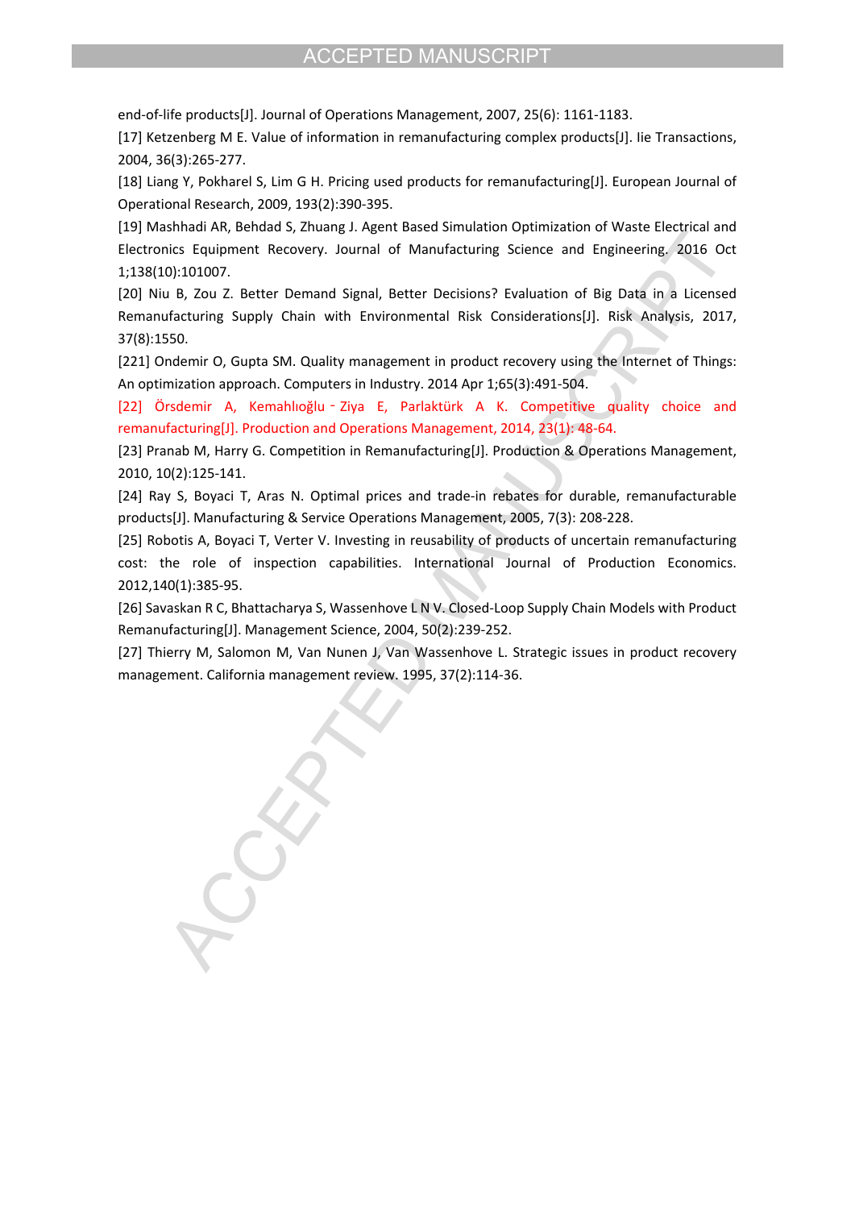end-of-life products[J]. Journal of Operations Management, 2007, 25(6): 1161-1183.

[17] Ketzenberg M E. Value of information in remanufacturing complex products[J]. Iie Transactions, 2004, 36(3):265-277.

[18] Liang Y, Pokharel S, Lim G H. Pricing used products for remanufacturing[J]. European Journal of Operational Research, 2009, 193(2):390-395.

[19] Mashhadi AR, Behdad S, Zhuang J. Agent Based Simulation Optimization of Waste Electrical and Electronics Equipment Recovery. Journal of Manufacturing Science and Engineering. 2016 Oct 1;138(10):101007.

[20] Niu B, Zou Z. Better Demand Signal, Better Decisions? Evaluation of Big Data in a Licensed Remanufacturing Supply Chain with Environmental Risk Considerations[J]. Risk Analysis, 2017, 37(8):1550.

[221] Ondemir O, Gupta SM. Quality management in product recovery using the Internet of Things: An optimization approach. Computers in Industry. 2014 Apr 1;65(3):491-504.

[22] Örsdemir A, Kemahlıoğlu‐Ziya E, Parlaktürk A K. Competitive quality choice and remanufacturing[J]. Production and Operations Management, 2014, 23(1): 48-64.

[23] Pranab M, Harry G. Competition in Remanufacturing[J]. Production & Operations Management, 2010, 10(2):125-141.

[24] Ray S, Boyaci T, Aras N. Optimal prices and trade-in rebates for durable, remanufacturable products[J]. Manufacturing & Service Operations Management, 2005, 7(3): 208-228.

[25] Robotis A, Boyaci T, Verter V. Investing in reusability of products of uncertain remanufacturing cost: the role of inspection capabilities. International Journal of Production Economics. 2012,140(1):385-95.

[26] Savaskan R C, Bhattacharya S, Wassenhove L N V. Closed-Loop Supply Chain Models with Product Remanufacturing[J]. Management Science, 2004, 50(2):239-252.

[27] Thierry M, Salomon M, Van Nunen J, Van Wassenhove L. Strategic issues in product recovery management. California management review. 1995, 37(2):114-36.